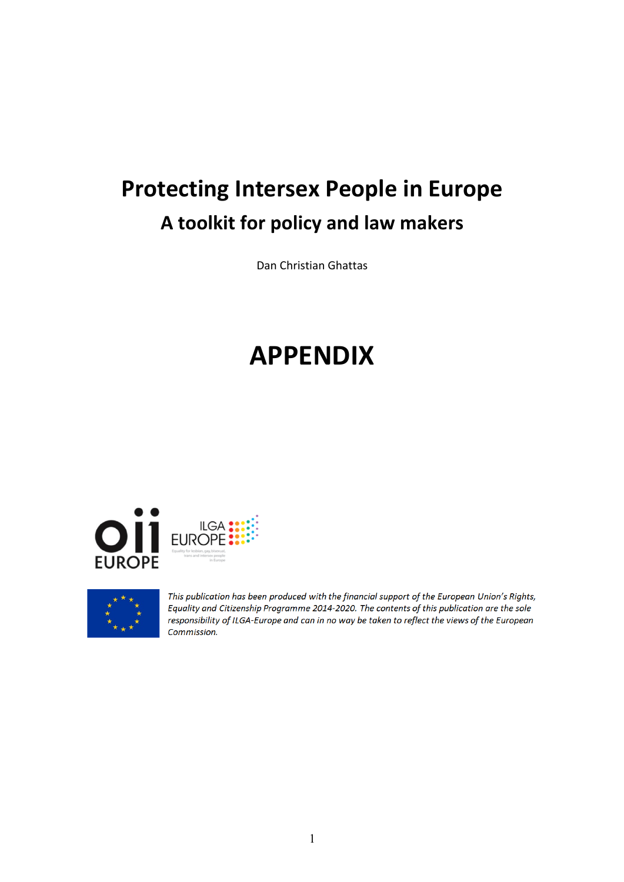# Protecting Intersex People in Europe

## A toolkit for policy and law makers

Dan Christian Ghattas

# APPENDIX

*This publication has been produced with the financial support of the European Union's Rights, Equality and Citizenship Programme 2014-2020. The contents of this publication are the sole responsibility of ILGA-Europe and can in no way be taken to reflect the views of the European Commission.*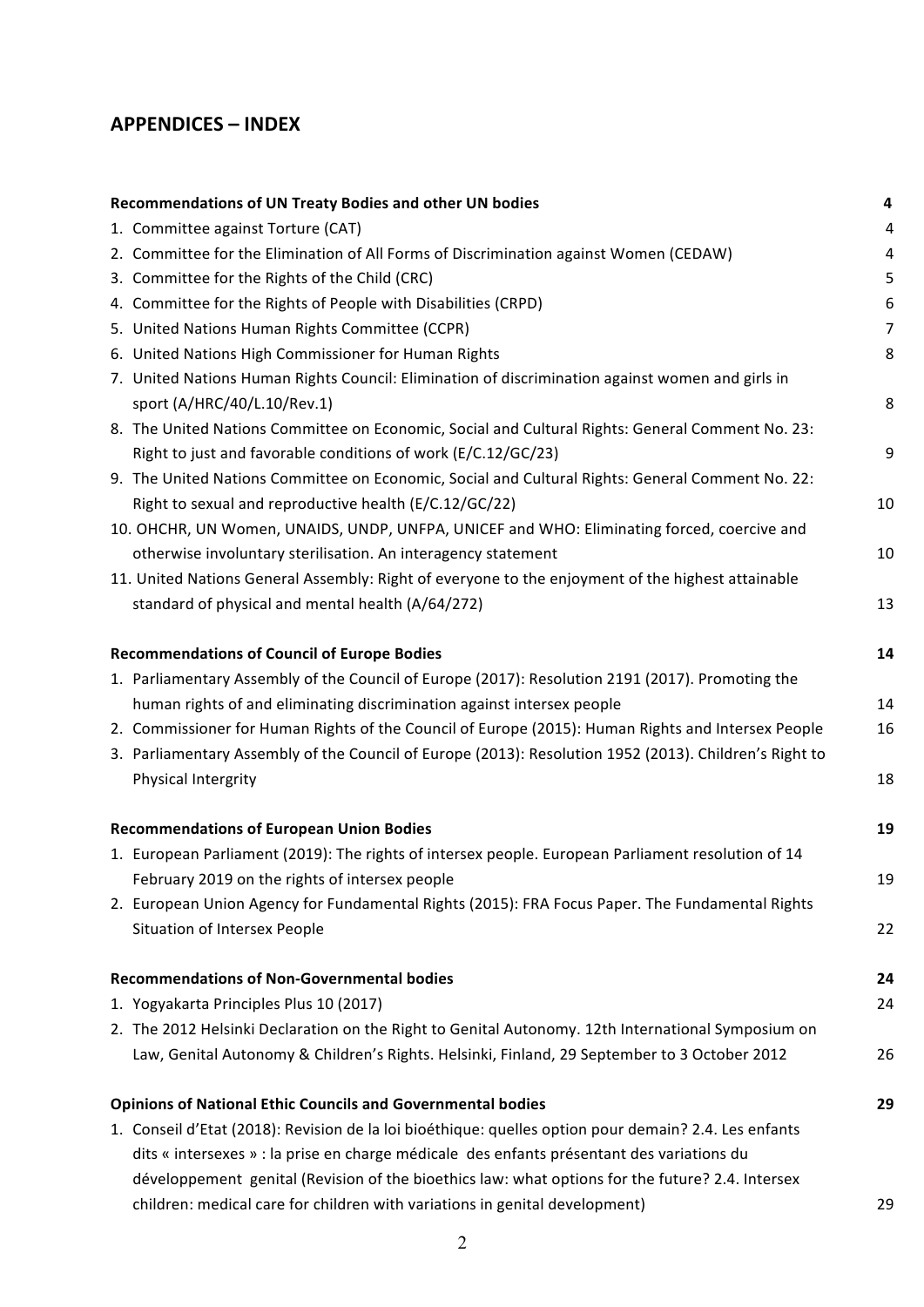## APPENDICES – INDEX

| | |
|---|---|
| **Recommendations of UN Treaty Bodies and other UN bodies** | **4** |
| 1. Committee against Torture (CAT) | 4 |
| 2. Committee for the Elimination of All Forms of Discrimination against Women (CEDAW) | 4 |
| 3. Committee for the Rights of the Child (CRC) | 5 |
| 4. Committee for the Rights of People with Disabilities (CRPD) | 6 |
| 5. United Nations Human Rights Committee (CCPR) | 7 |
| 6. United Nations High Commissioner for Human Rights | 8 |
| 7. United Nations Human Rights Council: Elimination of discrimination against women and girls in sport (A/HRC/40/L.10/Rev.1) | 8 |
| 8. The United Nations Committee on Economic, Social and Cultural Rights: General Comment No. 23: Right to just and favorable conditions of work (E/C.12/GC/23) | 9 |
| 9. The United Nations Committee on Economic, Social and Cultural Rights: General Comment No. 22: Right to sexual and reproductive health (E/C.12/GC/22) | 10 |
| 10. OHCHR, UN Women, UNAIDS, UNDP, UNFPA, UNICEF and WHO: Eliminating forced, coercive and otherwise involuntary sterilisation. An interagency statement | 10 |
| 11. United Nations General Assembly: Right of everyone to the enjoyment of the highest attainable standard of physical and mental health (A/64/272) | 13 |
| **Recommendations of Council of Europe Bodies** | **14** |
| 1. Parliamentary Assembly of the Council of Europe (2017): Resolution 2191 (2017). Promoting the human rights of and eliminating discrimination against intersex people | 14 |
| 2. Commissioner for Human Rights of the Council of Europe (2015): Human Rights and Intersex People | 16 |
| 3. Parliamentary Assembly of the Council of Europe (2013): Resolution 1952 (2013). Children's Right to Physical Intergrity | 18 |
| **Recommendations of European Union Bodies** | **19** |
| 1. European Parliament (2019): The rights of intersex people. European Parliament resolution of 14 February 2019 on the rights of intersex people | 19 |
| 2. European Union Agency for Fundamental Rights (2015): FRA Focus Paper. The Fundamental Rights Situation of Intersex People | 22 |
| **Recommendations of Non-Governmental bodies** | **24** |
| 1. Yogyakarta Principles Plus 10 (2017) | 24 |
| 2. The 2012 Helsinki Declaration on the Right to Genital Autonomy. 12th International Symposium on Law, Genital Autonomy & Children's Rights. Helsinki, Finland, 29 September to 3 October 2012 | 26 |
| **Opinions of National Ethic Councils and Governmental bodies** | **29** |
| 1. Conseil d'Etat (2018): Revision de la loi bioéthique: quelles option pour demain? 2.4. Les enfants dits « intersexes » : la prise en charge médicale des enfants présentant des variations du développement genital (Revision of the bioethics law: what options for the future? 2.4. Intersex children: medical care for children with variations in genital development) | 29 |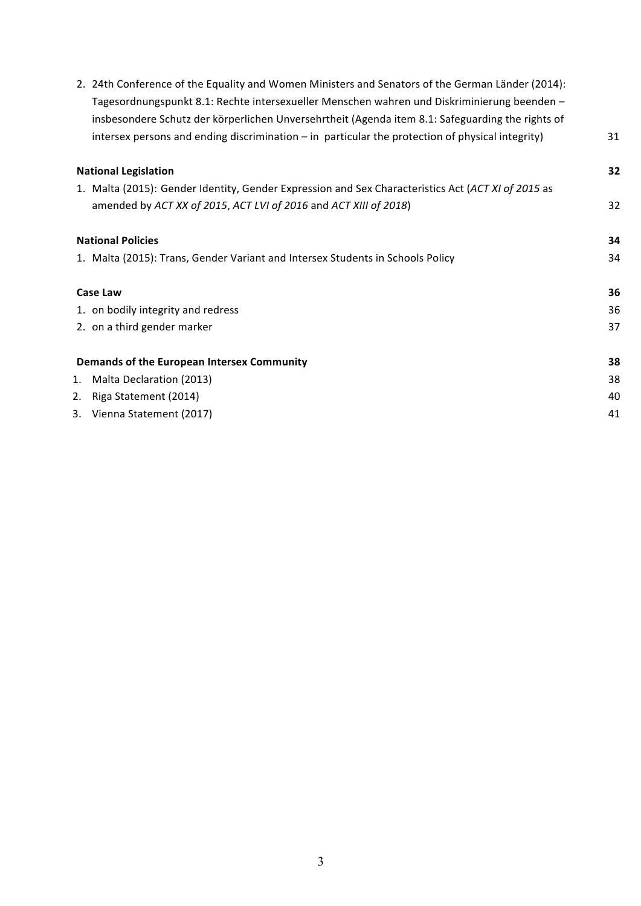2. 24th Conference of the Equality and Women Ministers and Senators of the German Länder (2014): Tagesordnungspunkt 8.1: Rechte intersexueller Menschen wahren und Diskriminierung beenden – insbesondere Schutz der körperlichen Unversehrtheit (Agenda item 8.1: Safeguarding the rights of intersex persons and ending discrimination – in particular the protection of physical integrity) 31

**National Legislation** **32**

1. Malta (2015): Gender Identity, Gender Expression and Sex Characteristics Act (*ACT XI of 2015* as amended by *ACT XX of 2015*, *ACT LVI of 2016* and *ACT XIII of 2018*) 32

**National Policies** **34**

1. Malta (2015): Trans, Gender Variant and Intersex Students in Schools Policy 34

**Case Law** **36**

1. on bodily integrity and redress 36
2. on a third gender marker 37

**Demands of the European Intersex Community** **38**

1. Malta Declaration (2013) 38
2. Riga Statement (2014) 40
3. Vienna Statement (2017) 41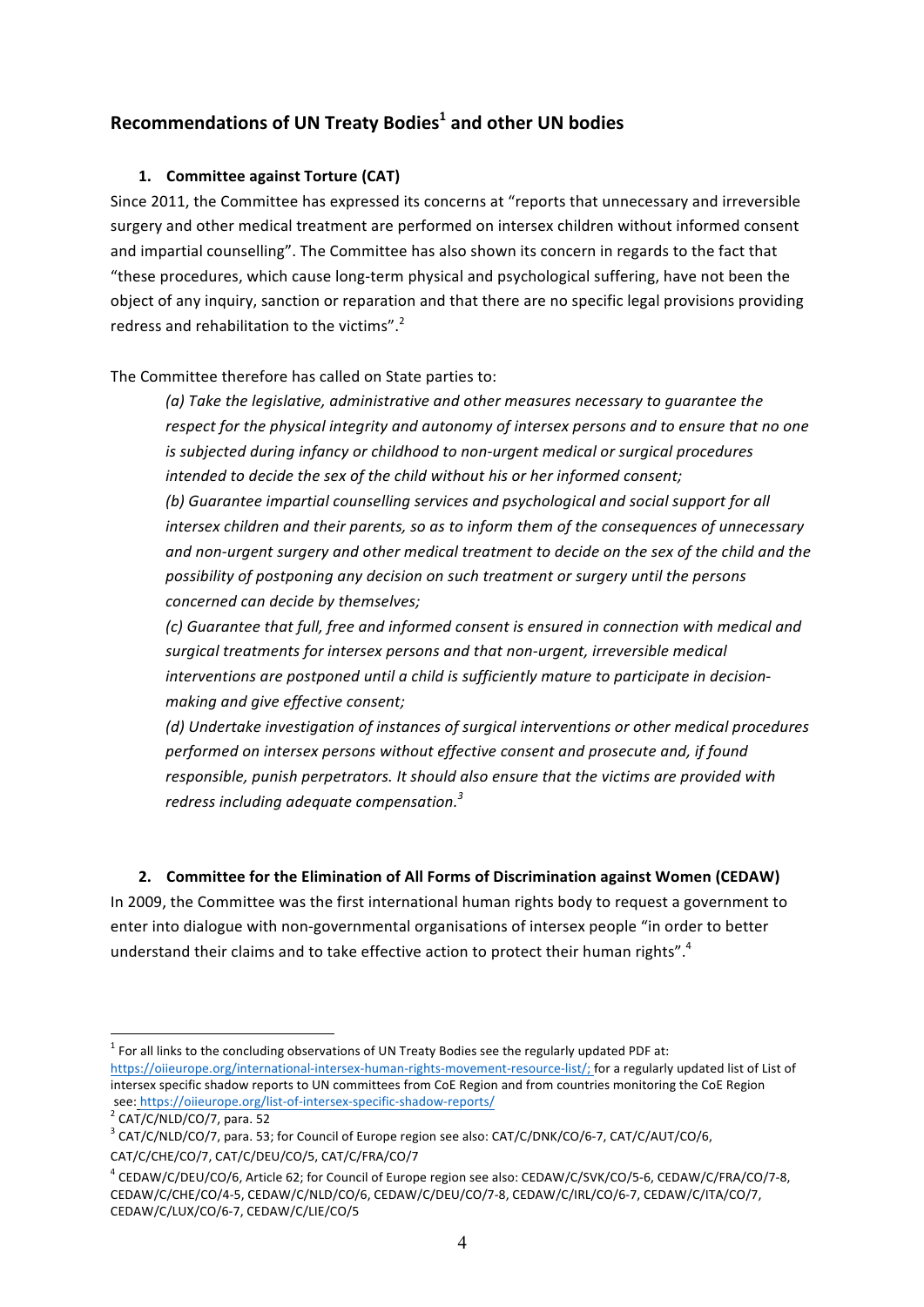## Recommendations of UN Treaty Bodies[1] and other UN bodies

### 1. Committee against Torture (CAT)

Since 2011, the Committee has expressed its concerns at "reports that unnecessary and irreversible surgery and other medical treatment are performed on intersex children without informed consent and impartial counselling". The Committee has also shown its concern in regards to the fact that "these procedures, which cause long-term physical and psychological suffering, have not been the object of any inquiry, sanction or reparation and that there are no specific legal provisions providing redress and rehabilitation to the victims".[2]

The Committee therefore has called on State parties to:

> *(a) Take the legislative, administrative and other measures necessary to guarantee the respect for the physical integrity and autonomy of intersex persons and to ensure that no one is subjected during infancy or childhood to non-urgent medical or surgical procedures intended to decide the sex of the child without his or her informed consent;*
>
> *(b) Guarantee impartial counselling services and psychological and social support for all intersex children and their parents, so as to inform them of the consequences of unnecessary and non-urgent surgery and other medical treatment to decide on the sex of the child and the possibility of postponing any decision on such treatment or surgery until the persons concerned can decide by themselves;*
>
> *(c) Guarantee that full, free and informed consent is ensured in connection with medical and surgical treatments for intersex persons and that non-urgent, irreversible medical interventions are postponed until a child is sufficiently mature to participate in decision-making and give effective consent;*
>
> *(d) Undertake investigation of instances of surgical interventions or other medical procedures performed on intersex persons without effective consent and prosecute and, if found responsible, punish perpetrators. It should also ensure that the victims are provided with redress including adequate compensation.*[3]

### 2. Committee for the Elimination of All Forms of Discrimination against Women (CEDAW)

In 2009, the Committee was the first international human rights body to request a government to enter into dialogue with non-governmental organisations of intersex people "in order to better understand their claims and to take effective action to protect their human rights".[4]

---

[1] For all links to the concluding observations of UN Treaty Bodies see the regularly updated PDF at: https://oiieurope.org/international-intersex-human-rights-movement-resource-list/; for a regularly updated list of List of intersex specific shadow reports to UN committees from CoE Region and from countries monitoring the CoE Region see: https://oiieurope.org/list-of-intersex-specific-shadow-reports/

[2] CAT/C/NLD/CO/7, para. 52

[3] CAT/C/NLD/CO/7, para. 53; for Council of Europe region see also: CAT/C/DNK/CO/6-7, CAT/C/AUT/CO/6, CAT/C/CHE/CO/7, CAT/C/DEU/CO/5, CAT/C/FRA/CO/7

[4] CEDAW/C/DEU/CO/6, Article 62; for Council of Europe region see also: CEDAW/C/SVK/CO/5-6, CEDAW/C/FRA/CO/7-8, CEDAW/C/CHE/CO/4-5, CEDAW/C/NLD/CO/6, CEDAW/C/DEU/CO/7-8, CEDAW/C/IRL/CO/6-7, CEDAW/C/ITA/CO/7, CEDAW/C/LUX/CO/6-7, CEDAW/C/LIE/CO/5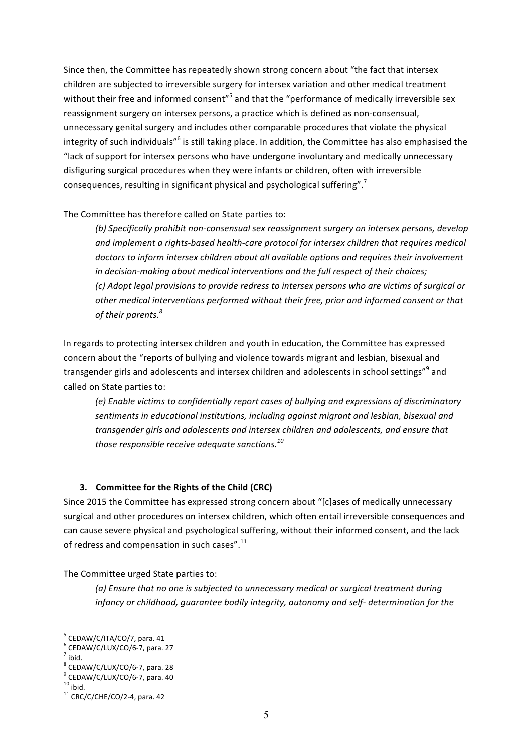Since then, the Committee has repeatedly shown strong concern about "the fact that intersex children are subjected to irreversible surgery for intersex variation and other medical treatment without their free and informed consent"[5] and that the "performance of medically irreversible sex reassignment surgery on intersex persons, a practice which is defined as non-consensual, unnecessary genital surgery and includes other comparable procedures that violate the physical integrity of such individuals"[6] is still taking place. In addition, the Committee has also emphasised the "lack of support for intersex persons who have undergone involuntary and medically unnecessary disfiguring surgical procedures when they were infants or children, often with irreversible consequences, resulting in significant physical and psychological suffering".[7]

The Committee has therefore called on State parties to:

> *(b) Specifically prohibit non-consensual sex reassignment surgery on intersex persons, develop and implement a rights-based health-care protocol for intersex children that requires medical doctors to inform intersex children about all available options and requires their involvement in decision-making about medical interventions and the full respect of their choices;*
> *(c) Adopt legal provisions to provide redress to intersex persons who are victims of surgical or other medical interventions performed without their free, prior and informed consent or that of their parents.*[8]

In regards to protecting intersex children and youth in education, the Committee has expressed concern about the "reports of bullying and violence towards migrant and lesbian, bisexual and transgender girls and adolescents and intersex children and adolescents in school settings"[9] and called on State parties to:

> *(e) Enable victims to confidentially report cases of bullying and expressions of discriminatory sentiments in educational institutions, including against migrant and lesbian, bisexual and transgender girls and adolescents and intersex children and adolescents, and ensure that those responsible receive adequate sanctions.*[10]

### 3. Committee for the Rights of the Child (CRC)

Since 2015 the Committee has expressed strong concern about "[c]ases of medically unnecessary surgical and other procedures on intersex children, which often entail irreversible consequences and can cause severe physical and psychological suffering, without their informed consent, and the lack of redress and compensation in such cases".[11]

The Committee urged State parties to:

> *(a) Ensure that no one is subjected to unnecessary medical or surgical treatment during infancy or childhood, guarantee bodily integrity, autonomy and self- determination for the*

---

[5] CEDAW/C/ITA/CO/7, para. 41
[6] CEDAW/C/LUX/CO/6-7, para. 27
[7] ibid.
[8] CEDAW/C/LUX/CO/6-7, para. 28
[9] CEDAW/C/LUX/CO/6-7, para. 40
[10] ibid.
[11] CRC/C/CHE/CO/2-4, para. 42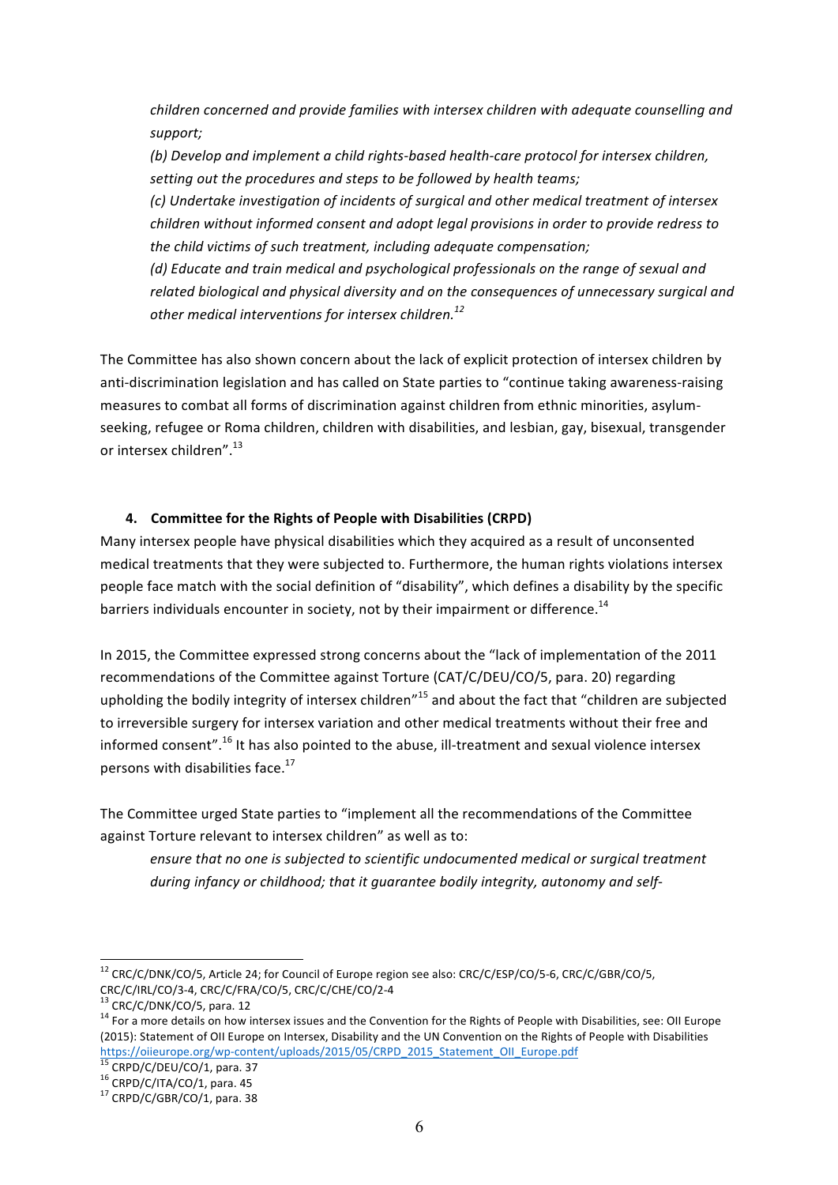*children concerned and provide families with intersex children with adequate counselling and support;*

*(b) Develop and implement a child rights-based health-care protocol for intersex children, setting out the procedures and steps to be followed by health teams;*

*(c) Undertake investigation of incidents of surgical and other medical treatment of intersex children without informed consent and adopt legal provisions in order to provide redress to the child victims of such treatment, including adequate compensation;*

*(d) Educate and train medical and psychological professionals on the range of sexual and related biological and physical diversity and on the consequences of unnecessary surgical and other medical interventions for intersex children.*[12]

The Committee has also shown concern about the lack of explicit protection of intersex children by anti-discrimination legislation and has called on State parties to "continue taking awareness-raising measures to combat all forms of discrimination against children from ethnic minorities, asylum-seeking, refugee or Roma children, children with disabilities, and lesbian, gay, bisexual, transgender or intersex children".[13]

## 4. Committee for the Rights of People with Disabilities (CRPD)

Many intersex people have physical disabilities which they acquired as a result of unconsented medical treatments that they were subjected to. Furthermore, the human rights violations intersex people face match with the social definition of "disability", which defines a disability by the specific barriers individuals encounter in society, not by their impairment or difference.[14]

In 2015, the Committee expressed strong concerns about the "lack of implementation of the 2011 recommendations of the Committee against Torture (CAT/C/DEU/CO/5, para. 20) regarding upholding the bodily integrity of intersex children"[15] and about the fact that "children are subjected to irreversible surgery for intersex variation and other medical treatments without their free and informed consent".[16] It has also pointed to the abuse, ill-treatment and sexual violence intersex persons with disabilities face.[17]

The Committee urged State parties to "implement all the recommendations of the Committee against Torture relevant to intersex children" as well as to:

*ensure that no one is subjected to scientific undocumented medical or surgical treatment during infancy or childhood; that it guarantee bodily integrity, autonomy and self-*

---

[12] CRC/C/DNK/CO/5, Article 24; for Council of Europe region see also: CRC/C/ESP/CO/5-6, CRC/C/GBR/CO/5, CRC/C/IRL/CO/3-4, CRC/C/FRA/CO/5, CRC/C/CHE/CO/2-4

[13] CRC/C/DNK/CO/5, para. 12

[14] For a more details on how intersex issues and the Convention for the Rights of People with Disabilities, see: OII Europe (2015): Statement of OII Europe on Intersex, Disability and the UN Convention on the Rights of People with Disabilities https://oiieurope.org/wp-content/uploads/2015/05/CRPD_2015_Statement_OII_Europe.pdf

[15] CRPD/C/DEU/CO/1, para. 37

[16] CRPD/C/ITA/CO/1, para. 45

[17] CRPD/C/GBR/CO/1, para. 38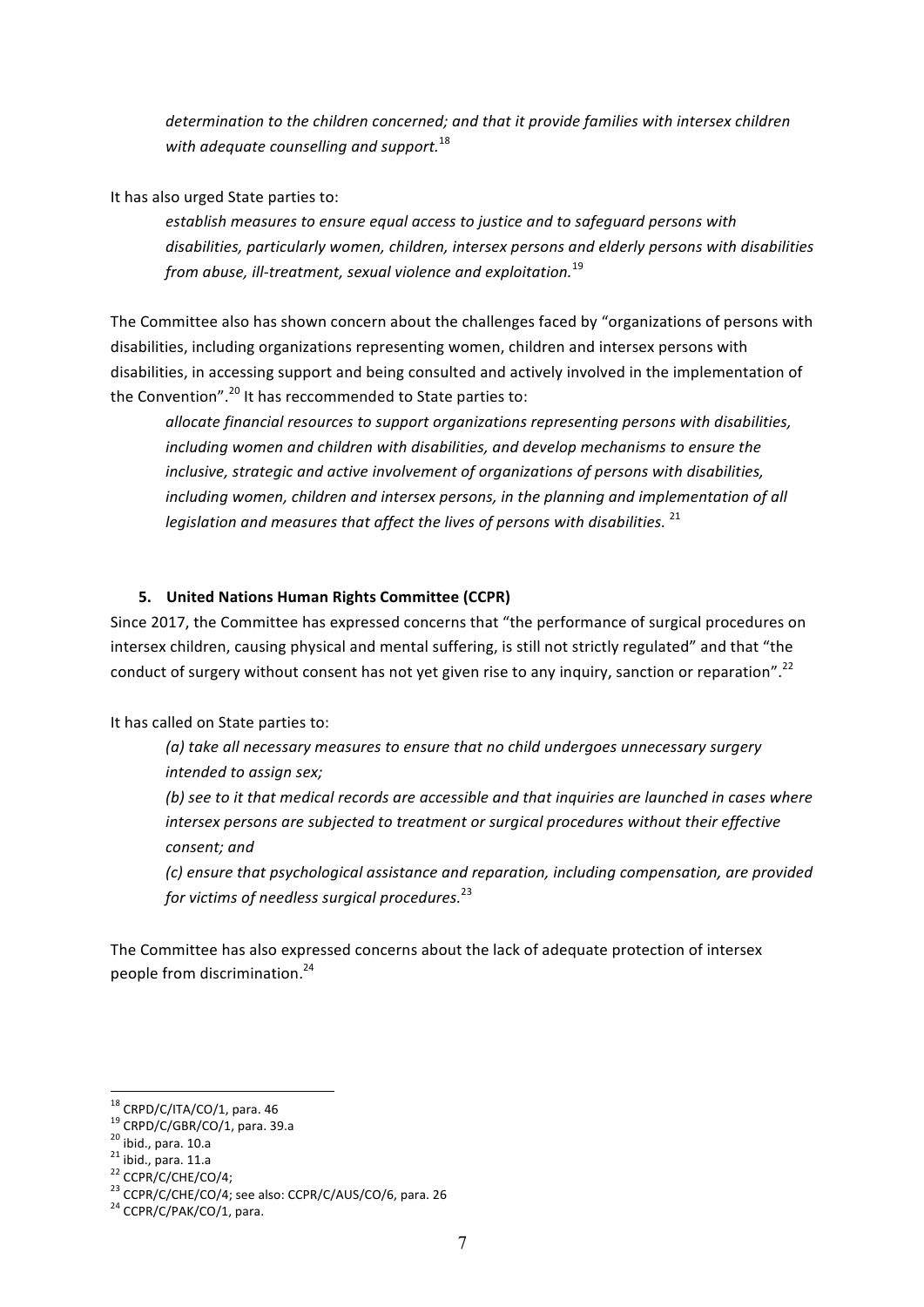> *determination to the children concerned; and that it provide families with intersex children with adequate counselling and support.*[18]

It has also urged State parties to:

> *establish measures to ensure equal access to justice and to safeguard persons with disabilities, particularly women, children, intersex persons and elderly persons with disabilities from abuse, ill-treatment, sexual violence and exploitation.*[19]

The Committee also has shown concern about the challenges faced by "organizations of persons with disabilities, including organizations representing women, children and intersex persons with disabilities, in accessing support and being consulted and actively involved in the implementation of the Convention".[20] It has reccommended to State parties to:

> *allocate financial resources to support organizations representing persons with disabilities, including women and children with disabilities, and develop mechanisms to ensure the inclusive, strategic and active involvement of organizations of persons with disabilities, including women, children and intersex persons, in the planning and implementation of all legislation and measures that affect the lives of persons with disabilities.* [21]

### 5. United Nations Human Rights Committee (CCPR)

Since 2017, the Committee has expressed concerns that "the performance of surgical procedures on intersex children, causing physical and mental suffering, is still not strictly regulated" and that "the conduct of surgery without consent has not yet given rise to any inquiry, sanction or reparation".[22]

It has called on State parties to:

> *(a) take all necessary measures to ensure that no child undergoes unnecessary surgery intended to assign sex;*
>
> *(b) see to it that medical records are accessible and that inquiries are launched in cases where intersex persons are subjected to treatment or surgical procedures without their effective consent; and*
>
> *(c) ensure that psychological assistance and reparation, including compensation, are provided for victims of needless surgical procedures.*[23]

The Committee has also expressed concerns about the lack of adequate protection of intersex people from discrimination.[24]

---

[18] CRPD/C/ITA/CO/1, para. 46

[19] CRPD/C/GBR/CO/1, para. 39.a

[20] ibid., para. 10.a

[21] ibid., para. 11.a

[22] CCPR/C/CHE/CO/4;

[23] CCPR/C/CHE/CO/4; see also: CCPR/C/AUS/CO/6, para. 26

[24] CCPR/C/PAK/CO/1, para.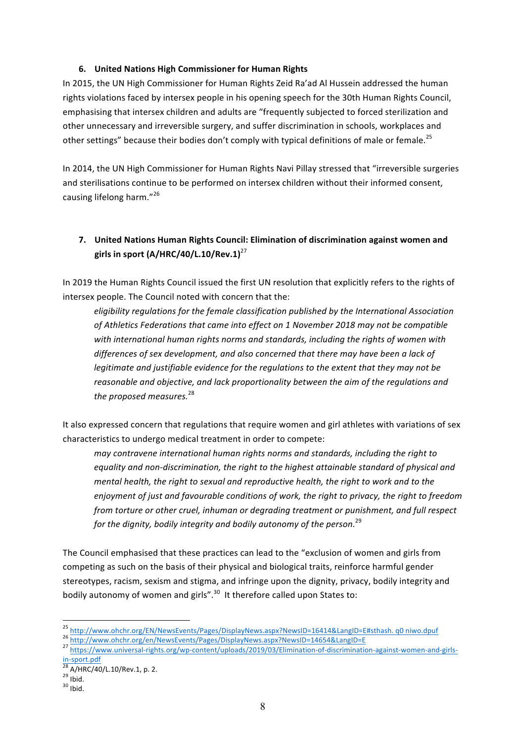### 6. United Nations High Commissioner for Human Rights

In 2015, the UN High Commissioner for Human Rights Zeid Ra'ad Al Hussein addressed the human rights violations faced by intersex people in his opening speech for the 30th Human Rights Council, emphasising that intersex children and adults are "frequently subjected to forced sterilization and other unnecessary and irreversible surgery, and suffer discrimination in schools, workplaces and other settings" because their bodies don't comply with typical definitions of male or female.[25]

In 2014, the UN High Commissioner for Human Rights Navi Pillay stressed that "irreversible surgeries and sterilisations continue to be performed on intersex children without their informed consent, causing lifelong harm."[26]

### 7. United Nations Human Rights Council: Elimination of discrimination against women and girls in sport (A/HRC/40/L.10/Rev.1)[27]

In 2019 the Human Rights Council issued the first UN resolution that explicitly refers to the rights of intersex people. The Council noted with concern that the:

> *eligibility regulations for the female classification published by the International Association of Athletics Federations that came into effect on 1 November 2018 may not be compatible with international human rights norms and standards, including the rights of women with differences of sex development, and also concerned that there may have been a lack of legitimate and justifiable evidence for the regulations to the extent that they may not be reasonable and objective, and lack proportionality between the aim of the regulations and the proposed measures.*[28]

It also expressed concern that regulations that require women and girl athletes with variations of sex characteristics to undergo medical treatment in order to compete:

> *may contravene international human rights norms and standards, including the right to equality and non-discrimination, the right to the highest attainable standard of physical and mental health, the right to sexual and reproductive health, the right to work and to the enjoyment of just and favourable conditions of work, the right to privacy, the right to freedom from torture or other cruel, inhuman or degrading treatment or punishment, and full respect for the dignity, bodily integrity and bodily autonomy of the person.*[29]

The Council emphasised that these practices can lead to the "exclusion of women and girls from competing as such on the basis of their physical and biological traits, reinforce harmful gender stereotypes, racism, sexism and stigma, and infringe upon the dignity, privacy, bodily integrity and bodily autonomy of women and girls".[30] It therefore called upon States to:

---

[25] http://www.ohchr.org/EN/NewsEvents/Pages/DisplayNews.aspx?NewsID=16414&LangID=E#sthash. q0 niwo.dpuf

[26] http://www.ohchr.org/en/NewsEvents/Pages/DisplayNews.aspx?NewsID=14654&LangID=E

[27] https://www.universal-rights.org/wp-content/uploads/2019/03/Elimination-of-discrimination-against-women-and-girls-in-sport.pdf

[28] A/HRC/40/L.10/Rev.1, p. 2.

[29] Ibid.

[30] Ibid.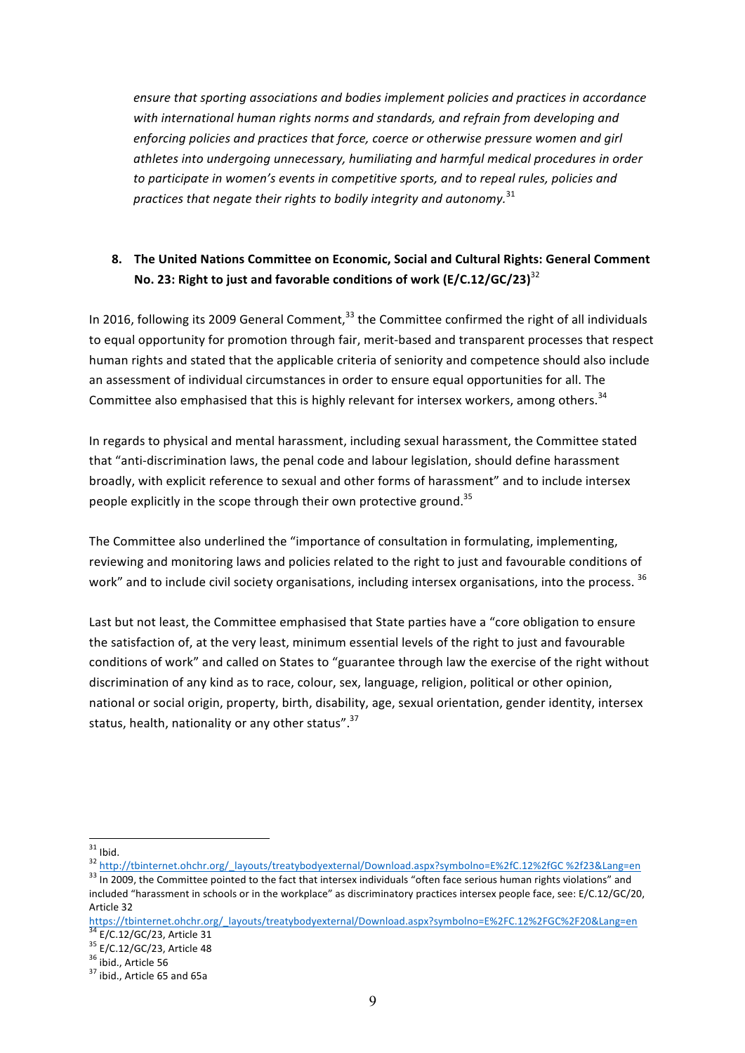*ensure that sporting associations and bodies implement policies and practices in accordance with international human rights norms and standards, and refrain from developing and enforcing policies and practices that force, coerce or otherwise pressure women and girl athletes into undergoing unnecessary, humiliating and harmful medical procedures in order to participate in women's events in competitive sports, and to repeal rules, policies and practices that negate their rights to bodily integrity and autonomy.*[31]

## 8. The United Nations Committee on Economic, Social and Cultural Rights: General Comment No. 23: Right to just and favorable conditions of work (E/C.12/GC/23)[32]

In 2016, following its 2009 General Comment,[33] the Committee confirmed the right of all individuals to equal opportunity for promotion through fair, merit-based and transparent processes that respect human rights and stated that the applicable criteria of seniority and competence should also include an assessment of individual circumstances in order to ensure equal opportunities for all. The Committee also emphasised that this is highly relevant for intersex workers, among others.[34]

In regards to physical and mental harassment, including sexual harassment, the Committee stated that "anti-discrimination laws, the penal code and labour legislation, should define harassment broadly, with explicit reference to sexual and other forms of harassment" and to include intersex people explicitly in the scope through their own protective ground.[35]

The Committee also underlined the "importance of consultation in formulating, implementing, reviewing and monitoring laws and policies related to the right to just and favourable conditions of work" and to include civil society organisations, including intersex organisations, into the process.[36]

Last but not least, the Committee emphasised that State parties have a "core obligation to ensure the satisfaction of, at the very least, minimum essential levels of the right to just and favourable conditions of work" and called on States to "guarantee through law the exercise of the right without discrimination of any kind as to race, colour, sex, language, religion, political or other opinion, national or social origin, property, birth, disability, age, sexual orientation, gender identity, intersex status, health, nationality or any other status".[37]

---

[31] Ibid.

[32] http://tbinternet.ohchr.org/_layouts/treatybodyexternal/Download.aspx?symbolno=E%2fC.12%2fGC %2f23&Lang=en

[33] In 2009, the Committee pointed to the fact that intersex individuals "often face serious human rights violations" and included "harassment in schools or in the workplace" as discriminatory practices intersex people face, see: E/C.12/GC/20, Article 32 https://tbinternet.ohchr.org/_layouts/treatybodyexternal/Download.aspx?symbolno=E%2FC.12%2FGC%2F20&Lang=en

[34] E/C.12/GC/23, Article 31

[35] E/C.12/GC/23, Article 48

[36] ibid., Article 56

[37] ibid., Article 65 and 65a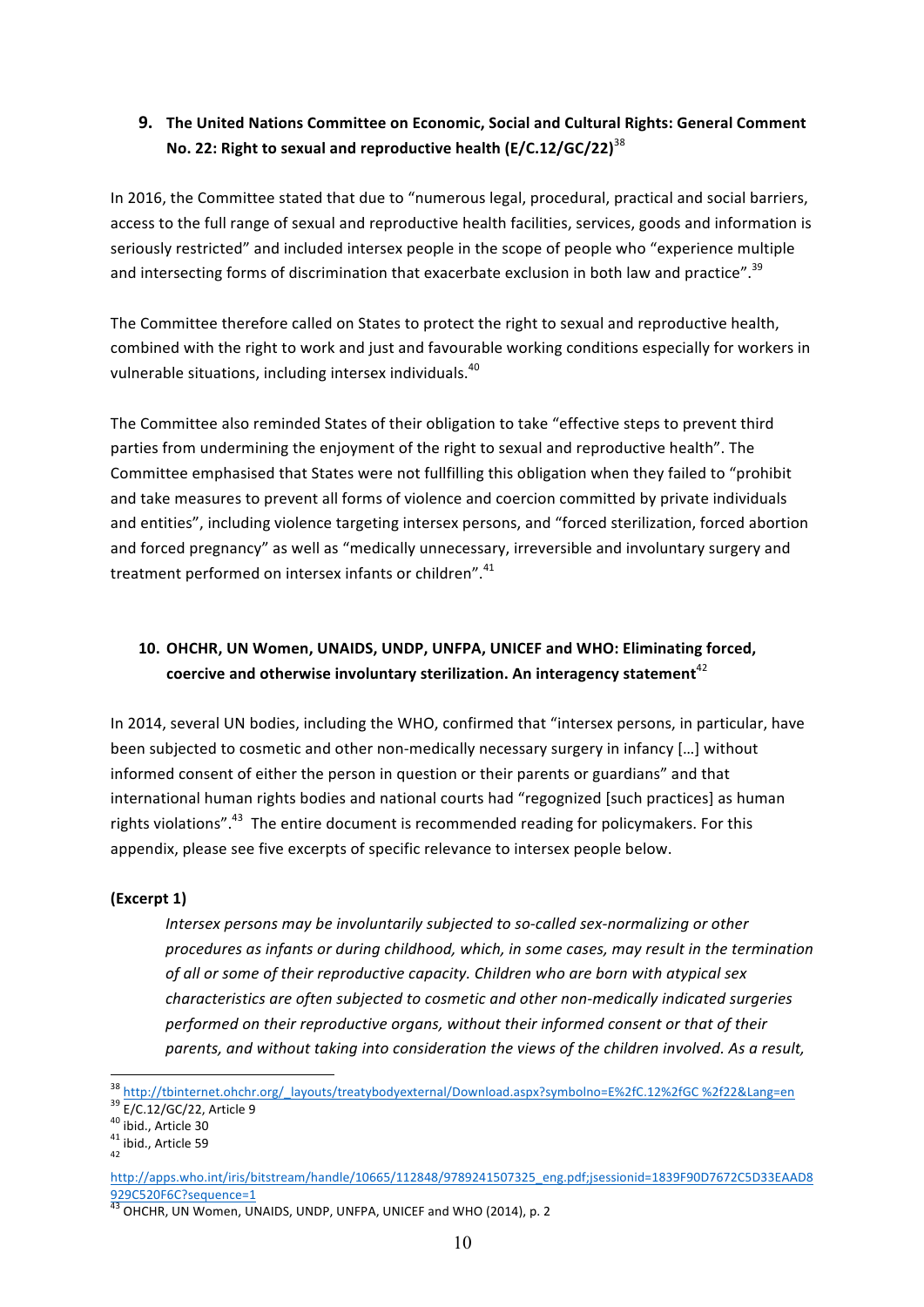## 9. The United Nations Committee on Economic, Social and Cultural Rights: General Comment No. 22: Right to sexual and reproductive health (E/C.12/GC/22)[38]

In 2016, the Committee stated that due to "numerous legal, procedural, practical and social barriers, access to the full range of sexual and reproductive health facilities, services, goods and information is seriously restricted" and included intersex people in the scope of people who "experience multiple and intersecting forms of discrimination that exacerbate exclusion in both law and practice".[39]

The Committee therefore called on States to protect the right to sexual and reproductive health, combined with the right to work and just and favourable working conditions especially for workers in vulnerable situations, including intersex individuals.[40]

The Committee also reminded States of their obligation to take "effective steps to prevent third parties from undermining the enjoyment of the right to sexual and reproductive health". The Committee emphasised that States were not fullfilling this obligation when they failed to "prohibit and take measures to prevent all forms of violence and coercion committed by private individuals and entities", including violence targeting intersex persons, and "forced sterilization, forced abortion and forced pregnancy" as well as "medically unnecessary, irreversible and involuntary surgery and treatment performed on intersex infants or children".[41]

## 10. OHCHR, UN Women, UNAIDS, UNDP, UNFPA, UNICEF and WHO: Eliminating forced, coercive and otherwise involuntary sterilization. An interagency statement[42]

In 2014, several UN bodies, including the WHO, confirmed that "intersex persons, in particular, have been subjected to cosmetic and other non-medically necessary surgery in infancy […] without informed consent of either the person in question or their parents or guardians" and that international human rights bodies and national courts had "regognized [such practices] as human rights violations".[43] The entire document is recommended reading for policymakers. For this appendix, please see five excerpts of specific relevance to intersex people below.

**(Excerpt 1)**

> *Intersex persons may be involuntarily subjected to so-called sex-normalizing or other procedures as infants or during childhood, which, in some cases, may result in the termination of all or some of their reproductive capacity. Children who are born with atypical sex characteristics are often subjected to cosmetic and other non-medically indicated surgeries performed on their reproductive organs, without their informed consent or that of their parents, and without taking into consideration the views of the children involved. As a result,*

---

[38] http://tbinternet.ohchr.org/_layouts/treatybodyexternal/Download.aspx?symbolno=E%2fC.12%2fGC %2f22&Lang=en

[39] E/C.12/GC/22, Article 9

[40] ibid., Article 30

[41] ibid., Article 59

[42] http://apps.who.int/iris/bitstream/handle/10665/112848/9789241507325_eng.pdf;jsessionid=1839F90D7672C5D33EAAD8929C520F6C?sequence=1

[43] OHCHR, UN Women, UNAIDS, UNDP, UNFPA, UNICEF and WHO (2014), p. 2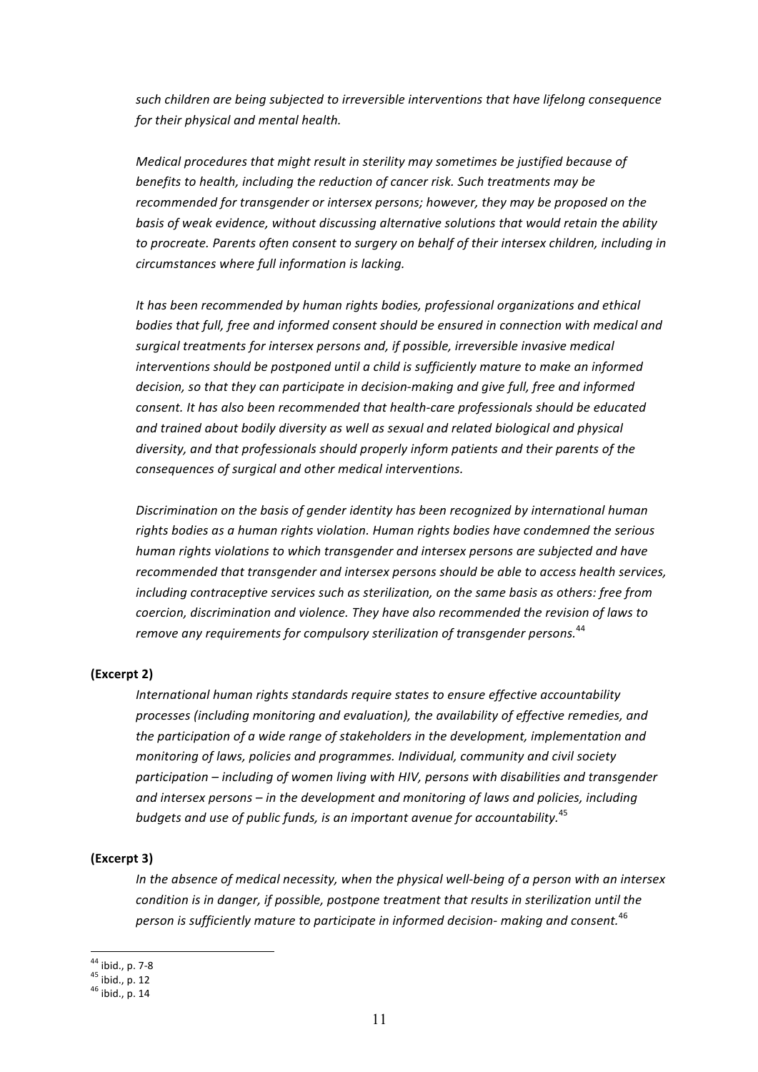*such children are being subjected to irreversible interventions that have lifelong consequence for their physical and mental health.*

*Medical procedures that might result in sterility may sometimes be justified because of benefits to health, including the reduction of cancer risk. Such treatments may be recommended for transgender or intersex persons; however, they may be proposed on the basis of weak evidence, without discussing alternative solutions that would retain the ability to procreate. Parents often consent to surgery on behalf of their intersex children, including in circumstances where full information is lacking.*

*It has been recommended by human rights bodies, professional organizations and ethical bodies that full, free and informed consent should be ensured in connection with medical and surgical treatments for intersex persons and, if possible, irreversible invasive medical interventions should be postponed until a child is sufficiently mature to make an informed decision, so that they can participate in decision-making and give full, free and informed consent. It has also been recommended that health-care professionals should be educated and trained about bodily diversity as well as sexual and related biological and physical diversity, and that professionals should properly inform patients and their parents of the consequences of surgical and other medical interventions.*

*Discrimination on the basis of gender identity has been recognized by international human rights bodies as a human rights violation. Human rights bodies have condemned the serious human rights violations to which transgender and intersex persons are subjected and have recommended that transgender and intersex persons should be able to access health services, including contraceptive services such as sterilization, on the same basis as others: free from coercion, discrimination and violence. They have also recommended the revision of laws to remove any requirements for compulsory sterilization of transgender persons.*[44]

**(Excerpt 2)**

*International human rights standards require states to ensure effective accountability processes (including monitoring and evaluation), the availability of effective remedies, and the participation of a wide range of stakeholders in the development, implementation and monitoring of laws, policies and programmes. Individual, community and civil society participation – including of women living with HIV, persons with disabilities and transgender and intersex persons – in the development and monitoring of laws and policies, including budgets and use of public funds, is an important avenue for accountability.*[45]

**(Excerpt 3)**

*In the absence of medical necessity, when the physical well-being of a person with an intersex condition is in danger, if possible, postpone treatment that results in sterilization until the person is sufficiently mature to participate in informed decision- making and consent.*[46]

---

[44] ibid., p. 7-8
[45] ibid., p. 12
[46] ibid., p. 14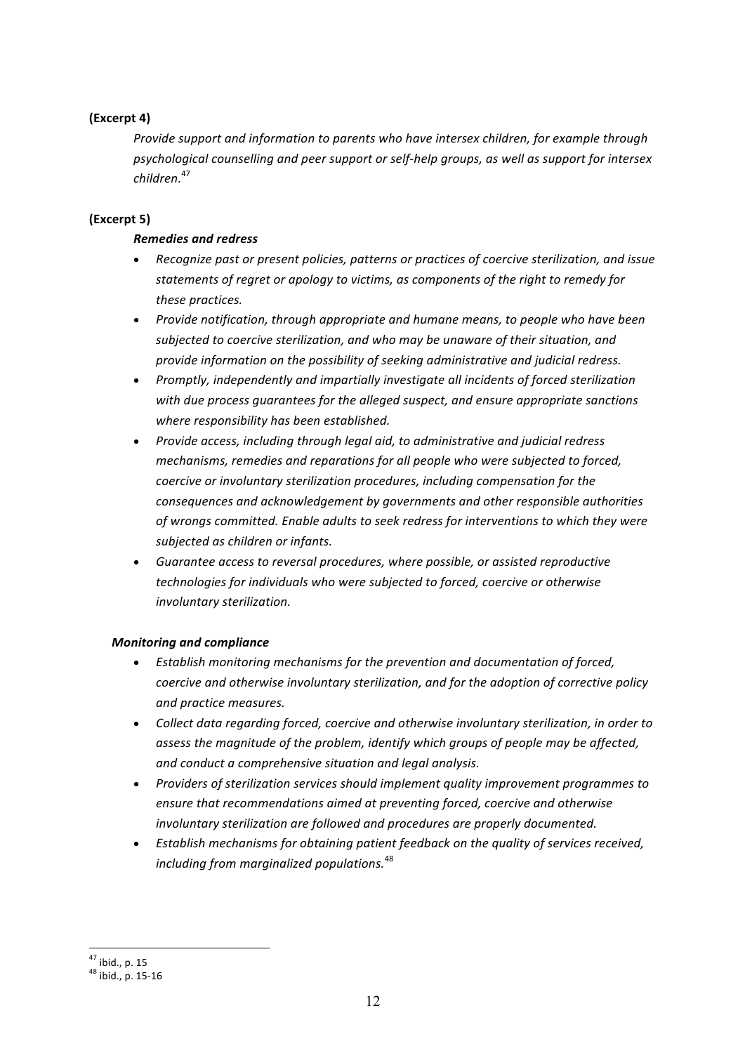**(Excerpt 4)**

*Provide support and information to parents who have intersex children, for example through psychological counselling and peer support or self-help groups, as well as support for intersex children.*[47]

**(Excerpt 5)**

***Remedies and redress***

- *Recognize past or present policies, patterns or practices of coercive sterilization, and issue statements of regret or apology to victims, as components of the right to remedy for these practices.*
- *Provide notification, through appropriate and humane means, to people who have been subjected to coercive sterilization, and who may be unaware of their situation, and provide information on the possibility of seeking administrative and judicial redress.*
- *Promptly, independently and impartially investigate all incidents of forced sterilization with due process guarantees for the alleged suspect, and ensure appropriate sanctions where responsibility has been established.*
- *Provide access, including through legal aid, to administrative and judicial redress mechanisms, remedies and reparations for all people who were subjected to forced, coercive or involuntary sterilization procedures, including compensation for the consequences and acknowledgement by governments and other responsible authorities of wrongs committed. Enable adults to seek redress for interventions to which they were subjected as children or infants.*
- *Guarantee access to reversal procedures, where possible, or assisted reproductive technologies for individuals who were subjected to forced, coercive or otherwise involuntary sterilization.*

***Monitoring and compliance***

- *Establish monitoring mechanisms for the prevention and documentation of forced, coercive and otherwise involuntary sterilization, and for the adoption of corrective policy and practice measures.*
- *Collect data regarding forced, coercive and otherwise involuntary sterilization, in order to assess the magnitude of the problem, identify which groups of people may be affected, and conduct a comprehensive situation and legal analysis.*
- *Providers of sterilization services should implement quality improvement programmes to ensure that recommendations aimed at preventing forced, coercive and otherwise involuntary sterilization are followed and procedures are properly documented.*
- *Establish mechanisms for obtaining patient feedback on the quality of services received, including from marginalized populations.*[48]

---

[47] ibid., p. 15

[48] ibid., p. 15-16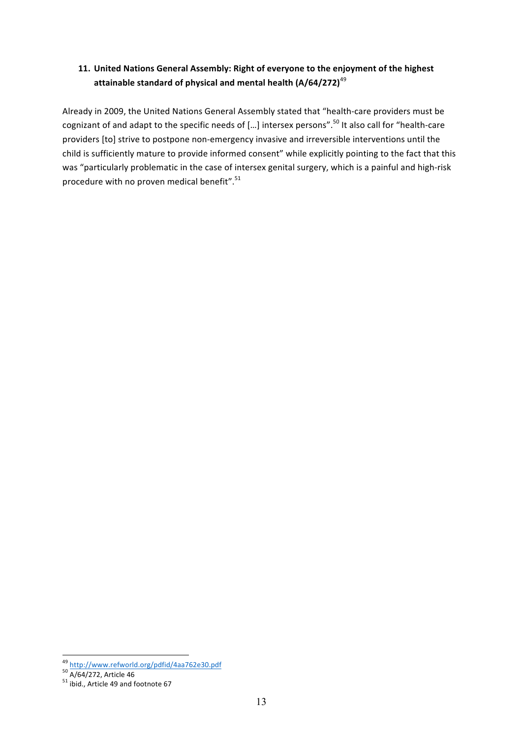## 11. United Nations General Assembly: Right of everyone to the enjoyment of the highest attainable standard of physical and mental health (A/64/272)[49]

Already in 2009, the United Nations General Assembly stated that "health-care providers must be cognizant of and adapt to the specific needs of […] intersex persons".[50] It also call for "health-care providers [to] strive to postpone non-emergency invasive and irreversible interventions until the child is sufficiently mature to provide informed consent" while explicitly pointing to the fact that this was "particularly problematic in the case of intersex genital surgery, which is a painful and high-risk procedure with no proven medical benefit".[51]

---

[49] http://www.refworld.org/pdfid/4aa762e30.pdf

[50] A/64/272, Article 46

[51] ibid., Article 49 and footnote 67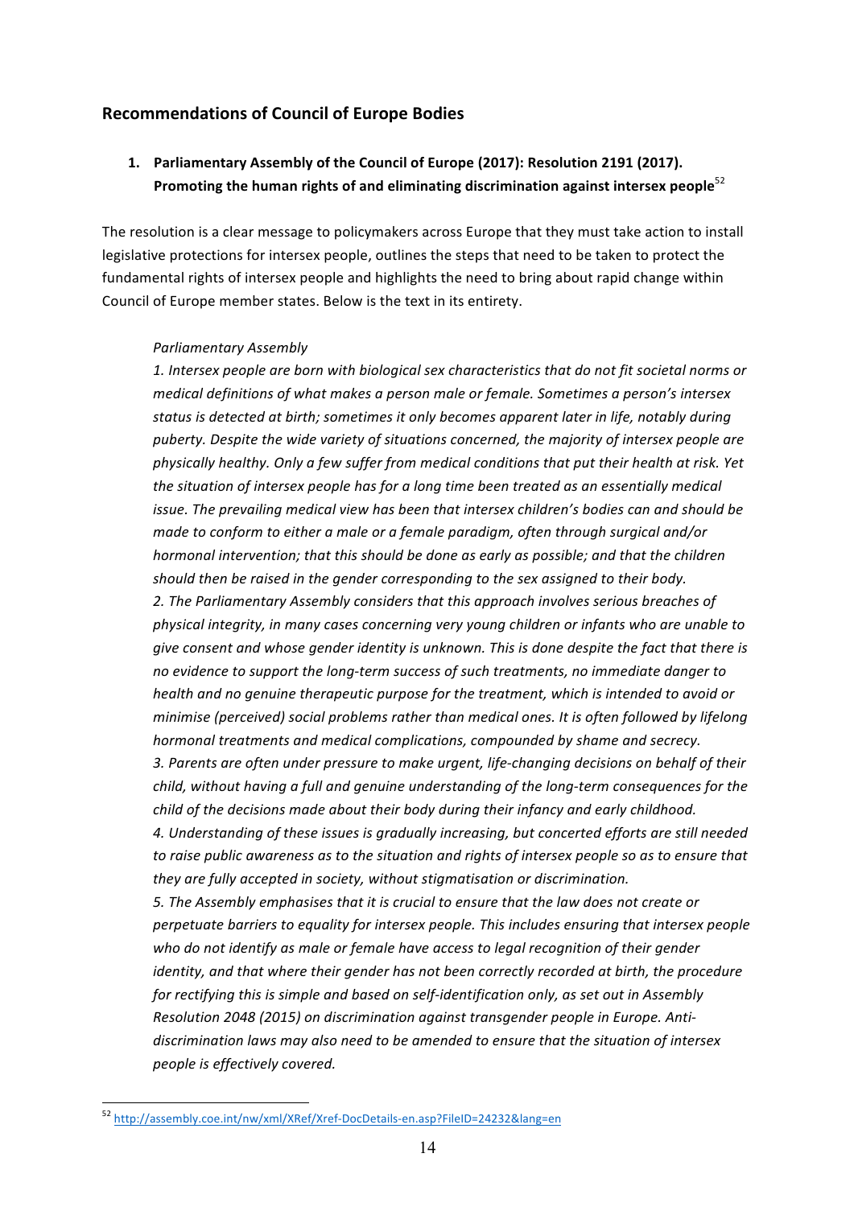## Recommendations of Council of Europe Bodies

1. **Parliamentary Assembly of the Council of Europe (2017): Resolution 2191 (2017). Promoting the human rights of and eliminating discrimination against intersex people**[52]

The resolution is a clear message to policymakers across Europe that they must take action to install legislative protections for intersex people, outlines the steps that need to be taken to protect the fundamental rights of intersex people and highlights the need to bring about rapid change within Council of Europe member states. Below is the text in its entirety.

> *Parliamentary Assembly*
>
> *1. Intersex people are born with biological sex characteristics that do not fit societal norms or medical definitions of what makes a person male or female. Sometimes a person's intersex status is detected at birth; sometimes it only becomes apparent later in life, notably during puberty. Despite the wide variety of situations concerned, the majority of intersex people are physically healthy. Only a few suffer from medical conditions that put their health at risk. Yet the situation of intersex people has for a long time been treated as an essentially medical issue. The prevailing medical view has been that intersex children's bodies can and should be made to conform to either a male or a female paradigm, often through surgical and/or hormonal intervention; that this should be done as early as possible; and that the children should then be raised in the gender corresponding to the sex assigned to their body.*
>
> *2. The Parliamentary Assembly considers that this approach involves serious breaches of physical integrity, in many cases concerning very young children or infants who are unable to give consent and whose gender identity is unknown. This is done despite the fact that there is no evidence to support the long-term success of such treatments, no immediate danger to health and no genuine therapeutic purpose for the treatment, which is intended to avoid or minimise (perceived) social problems rather than medical ones. It is often followed by lifelong hormonal treatments and medical complications, compounded by shame and secrecy.*
>
> *3. Parents are often under pressure to make urgent, life-changing decisions on behalf of their child, without having a full and genuine understanding of the long-term consequences for the child of the decisions made about their body during their infancy and early childhood.*
>
> *4. Understanding of these issues is gradually increasing, but concerted efforts are still needed to raise public awareness as to the situation and rights of intersex people so as to ensure that they are fully accepted in society, without stigmatisation or discrimination.*
>
> *5. The Assembly emphasises that it is crucial to ensure that the law does not create or perpetuate barriers to equality for intersex people. This includes ensuring that intersex people who do not identify as male or female have access to legal recognition of their gender identity, and that where their gender has not been correctly recorded at birth, the procedure for rectifying this is simple and based on self-identification only, as set out in Assembly Resolution 2048 (2015) on discrimination against transgender people in Europe. Anti-discrimination laws may also need to be amended to ensure that the situation of intersex people is effectively covered.*

---

[52] http://assembly.coe.int/nw/xml/XRef/Xref-DocDetails-en.asp?FileID=24232&lang=en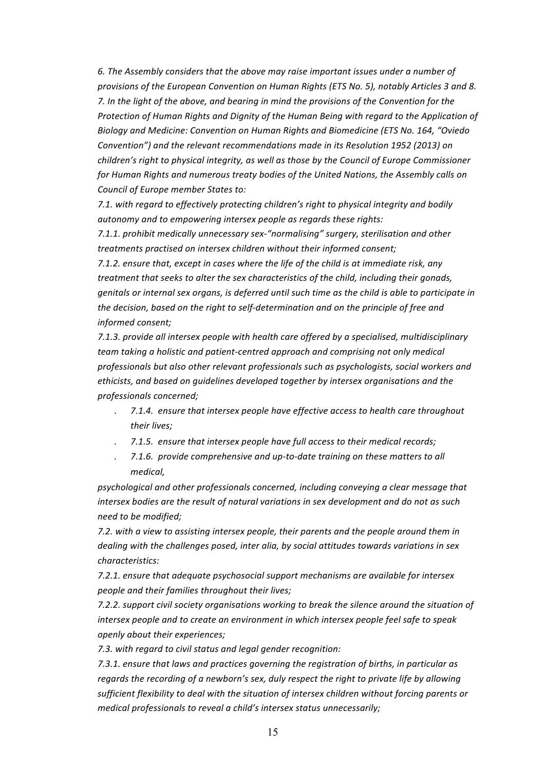*6. The Assembly considers that the above may raise important issues under a number of provisions of the European Convention on Human Rights (ETS No. 5), notably Articles 3 and 8.*

*7. In the light of the above, and bearing in mind the provisions of the Convention for the Protection of Human Rights and Dignity of the Human Being with regard to the Application of Biology and Medicine: Convention on Human Rights and Biomedicine (ETS No. 164, "Oviedo Convention") and the relevant recommendations made in its Resolution 1952 (2013) on children's right to physical integrity, as well as those by the Council of Europe Commissioner for Human Rights and numerous treaty bodies of the United Nations, the Assembly calls on Council of Europe member States to:*

*7.1. with regard to effectively protecting children's right to physical integrity and bodily autonomy and to empowering intersex people as regards these rights:*

*7.1.1. prohibit medically unnecessary sex-"normalising" surgery, sterilisation and other treatments practised on intersex children without their informed consent;*

*7.1.2. ensure that, except in cases where the life of the child is at immediate risk, any treatment that seeks to alter the sex characteristics of the child, including their gonads, genitals or internal sex organs, is deferred until such time as the child is able to participate in the decision, based on the right to self-determination and on the principle of free and informed consent;*

*7.1.3. provide all intersex people with health care offered by a specialised, multidisciplinary team taking a holistic and patient-centred approach and comprising not only medical professionals but also other relevant professionals such as psychologists, social workers and ethicists, and based on guidelines developed together by intersex organisations and the professionals concerned;*

*7.1.4. ensure that intersex people have effective access to health care throughout their lives;*

*7.1.5. ensure that intersex people have full access to their medical records;*

*7.1.6. provide comprehensive and up-to-date training on these matters to all medical, psychological and other professionals concerned, including conveying a clear message that intersex bodies are the result of natural variations in sex development and do not as such need to be modified;*

*7.2. with a view to assisting intersex people, their parents and the people around them in dealing with the challenges posed, inter alia, by social attitudes towards variations in sex characteristics:*

*7.2.1. ensure that adequate psychosocial support mechanisms are available for intersex people and their families throughout their lives;*

*7.2.2. support civil society organisations working to break the silence around the situation of intersex people and to create an environment in which intersex people feel safe to speak openly about their experiences;*

*7.3. with regard to civil status and legal gender recognition:*

*7.3.1. ensure that laws and practices governing the registration of births, in particular as regards the recording of a newborn's sex, duly respect the right to private life by allowing sufficient flexibility to deal with the situation of intersex children without forcing parents or medical professionals to reveal a child's intersex status unnecessarily;*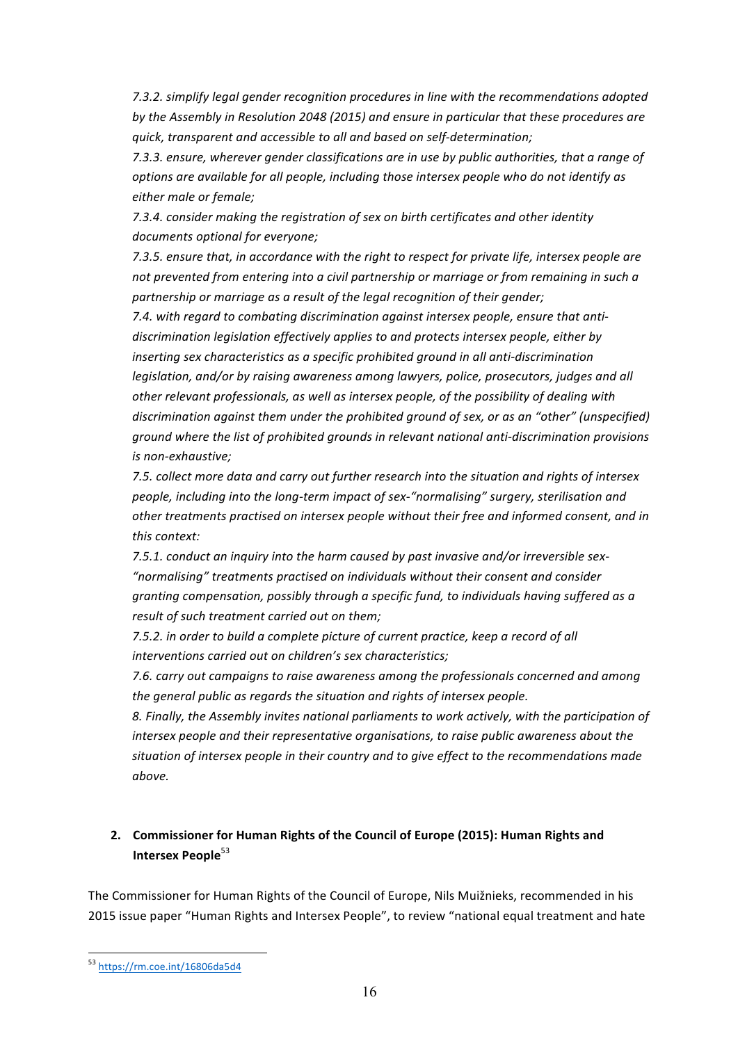*7.3.2. simplify legal gender recognition procedures in line with the recommendations adopted by the Assembly in Resolution 2048 (2015) and ensure in particular that these procedures are quick, transparent and accessible to all and based on self-determination;*

*7.3.3. ensure, wherever gender classifications are in use by public authorities, that a range of options are available for all people, including those intersex people who do not identify as either male or female;*

*7.3.4. consider making the registration of sex on birth certificates and other identity documents optional for everyone;*

*7.3.5. ensure that, in accordance with the right to respect for private life, intersex people are not prevented from entering into a civil partnership or marriage or from remaining in such a partnership or marriage as a result of the legal recognition of their gender;*

*7.4. with regard to combating discrimination against intersex people, ensure that anti-discrimination legislation effectively applies to and protects intersex people, either by inserting sex characteristics as a specific prohibited ground in all anti-discrimination legislation, and/or by raising awareness among lawyers, police, prosecutors, judges and all other relevant professionals, as well as intersex people, of the possibility of dealing with discrimination against them under the prohibited ground of sex, or as an "other" (unspecified) ground where the list of prohibited grounds in relevant national anti-discrimination provisions is non-exhaustive;*

*7.5. collect more data and carry out further research into the situation and rights of intersex people, including into the long-term impact of sex-"normalising" surgery, sterilisation and other treatments practised on intersex people without their free and informed consent, and in this context:*

*7.5.1. conduct an inquiry into the harm caused by past invasive and/or irreversible sex-"normalising" treatments practised on individuals without their consent and consider granting compensation, possibly through a specific fund, to individuals having suffered as a result of such treatment carried out on them;*

*7.5.2. in order to build a complete picture of current practice, keep a record of all interventions carried out on children's sex characteristics;*

*7.6. carry out campaigns to raise awareness among the professionals concerned and among the general public as regards the situation and rights of intersex people.*

*8. Finally, the Assembly invites national parliaments to work actively, with the participation of intersex people and their representative organisations, to raise public awareness about the situation of intersex people in their country and to give effect to the recommendations made above.*

## 2. Commissioner for Human Rights of the Council of Europe (2015): Human Rights and Intersex People[53]

The Commissioner for Human Rights of the Council of Europe, Nils Muižnieks, recommended in his 2015 issue paper "Human Rights and Intersex People", to review "national equal treatment and hate

[53] https://rm.coe.int/16806da5d4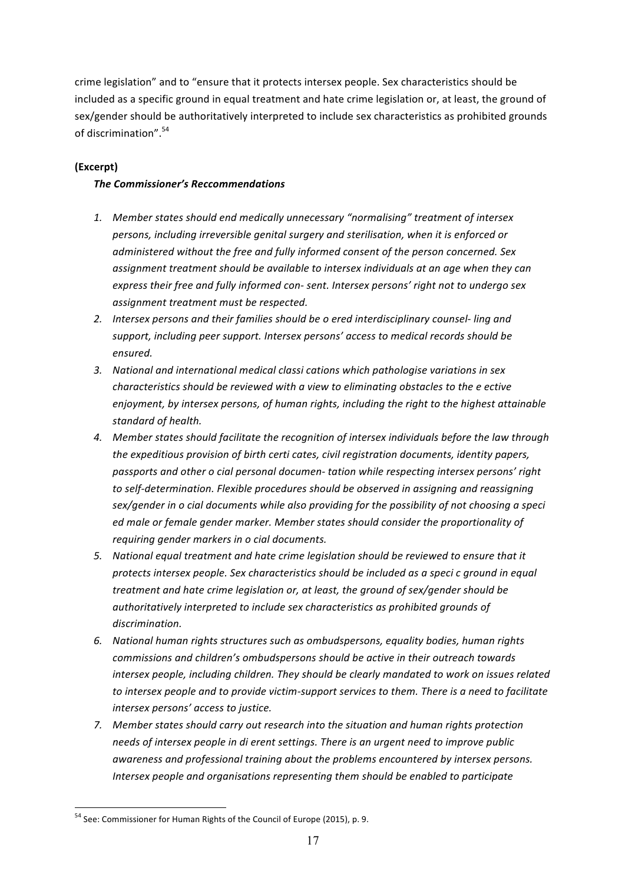crime legislation" and to "ensure that it protects intersex people. Sex characteristics should be included as a specific ground in equal treatment and hate crime legislation or, at least, the ground of sex/gender should be authoritatively interpreted to include sex characteristics as prohibited grounds of discrimination".[54]

**(Excerpt)**

***The Commissioner's Reccommendations***

1. *Member states should end medically unnecessary "normalising" treatment of intersex persons, including irreversible genital surgery and sterilisation, when it is enforced or administered without the free and fully informed consent of the person concerned. Sex assignment treatment should be available to intersex individuals at an age when they can express their free and fully informed con- sent. Intersex persons' right not to undergo sex assignment treatment must be respected.*
2. *Intersex persons and their families should be o ered interdisciplinary counsel- ling and support, including peer support. Intersex persons' access to medical records should be ensured.*
3. *National and international medical classi cations which pathologise variations in sex characteristics should be reviewed with a view to eliminating obstacles to the e ective enjoyment, by intersex persons, of human rights, including the right to the highest attainable standard of health.*
4. *Member states should facilitate the recognition of intersex individuals before the law through the expeditious provision of birth certi cates, civil registration documents, identity papers, passports and other o cial personal documen- tation while respecting intersex persons' right to self-determination. Flexible procedures should be observed in assigning and reassigning sex/gender in o cial documents while also providing for the possibility of not choosing a speci ed male or female gender marker. Member states should consider the proportionality of requiring gender markers in o cial documents.*
5. *National equal treatment and hate crime legislation should be reviewed to ensure that it protects intersex people. Sex characteristics should be included as a speci c ground in equal treatment and hate crime legislation or, at least, the ground of sex/gender should be authoritatively interpreted to include sex characteristics as prohibited grounds of discrimination.*
6. *National human rights structures such as ombudspersons, equality bodies, human rights commissions and children's ombudspersons should be active in their outreach towards intersex people, including children. They should be clearly mandated to work on issues related to intersex people and to provide victim-support services to them. There is a need to facilitate intersex persons' access to justice.*
7. *Member states should carry out research into the situation and human rights protection needs of intersex people in di erent settings. There is an urgent need to improve public awareness and professional training about the problems encountered by intersex persons. Intersex people and organisations representing them should be enabled to participate*

[54] See: Commissioner for Human Rights of the Council of Europe (2015), p. 9.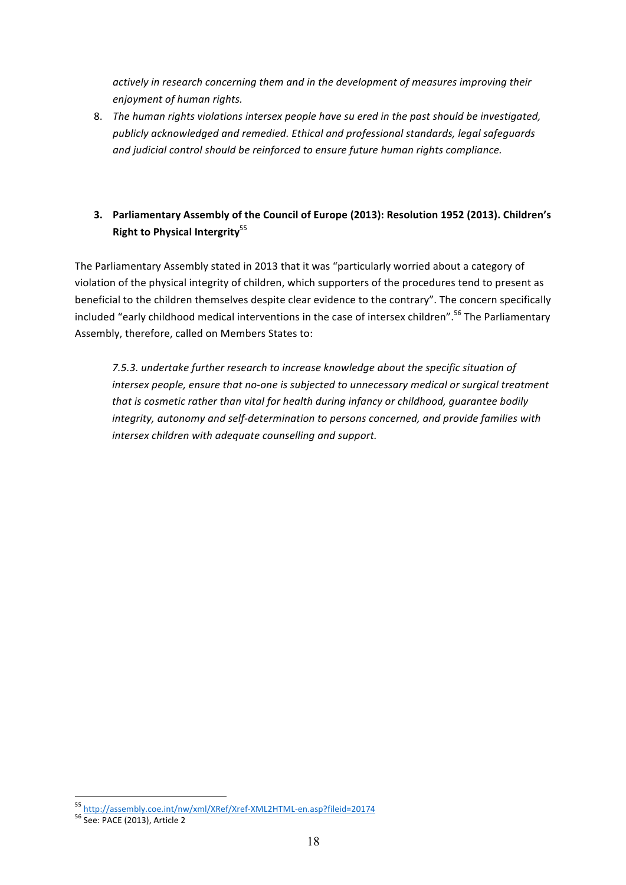*actively in research concerning them and in the development of measures improving their enjoyment of human rights.*

8. *The human rights violations intersex people have su ered in the past should be investigated, publicly acknowledged and remedied. Ethical and professional standards, legal safeguards and judicial control should be reinforced to ensure future human rights compliance.*

### 3. Parliamentary Assembly of the Council of Europe (2013): Resolution 1952 (2013). Children's Right to Physical Intergrity[55]

The Parliamentary Assembly stated in 2013 that it was "particularly worried about a category of violation of the physical integrity of children, which supporters of the procedures tend to present as beneficial to the children themselves despite clear evidence to the contrary". The concern specifically included "early childhood medical interventions in the case of intersex children".[56] The Parliamentary Assembly, therefore, called on Members States to:

> *7.5.3. undertake further research to increase knowledge about the specific situation of intersex people, ensure that no-one is subjected to unnecessary medical or surgical treatment that is cosmetic rather than vital for health during infancy or childhood, guarantee bodily integrity, autonomy and self-determination to persons concerned, and provide families with intersex children with adequate counselling and support.*

---

[55] http://assembly.coe.int/nw/xml/XRef/Xref-XML2HTML-en.asp?fileid=20174

[56] See: PACE (2013), Article 2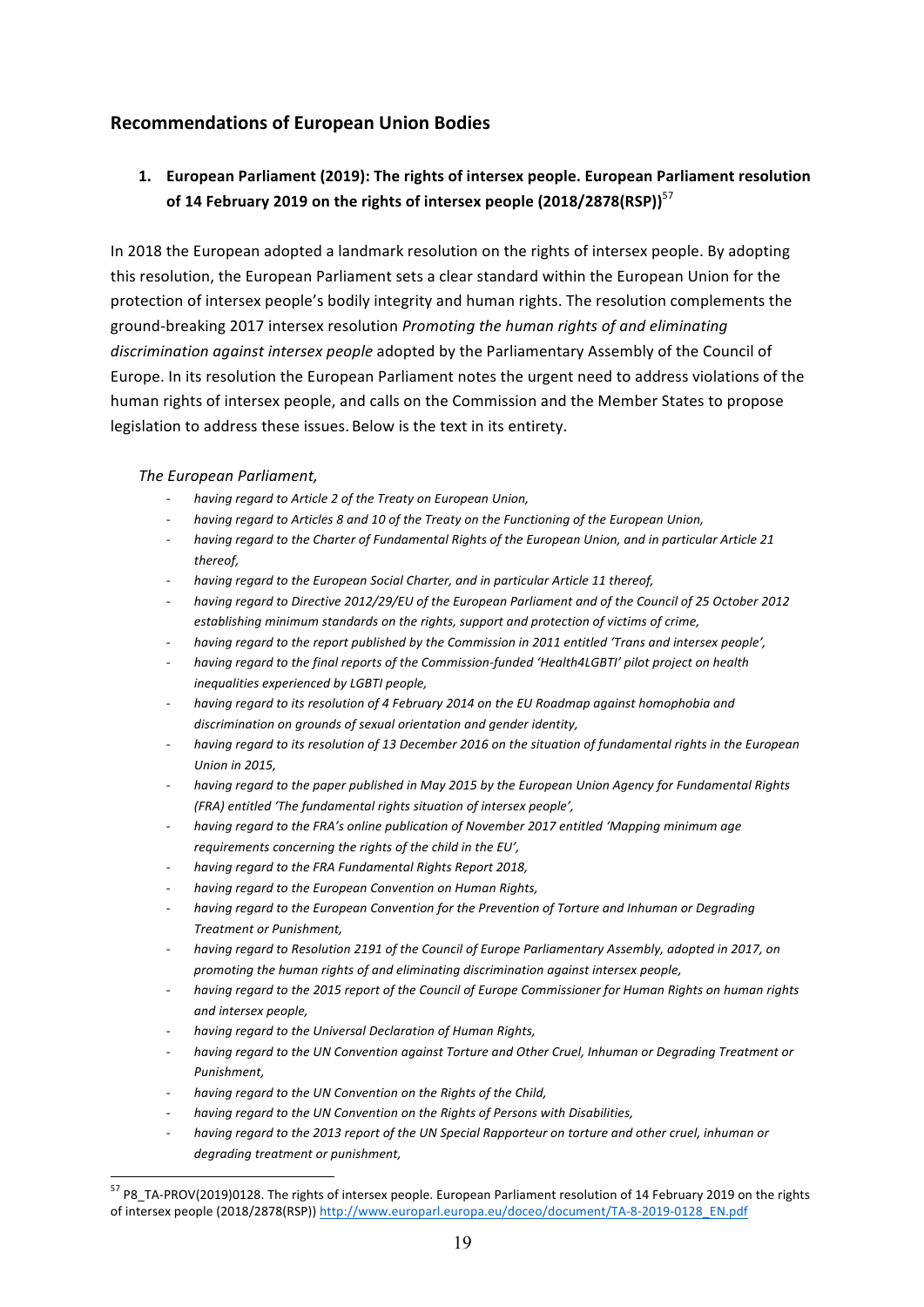## Recommendations of European Union Bodies

### 1. European Parliament (2019): The rights of intersex people. European Parliament resolution of 14 February 2019 on the rights of intersex people (2018/2878(RSP))[57]

In 2018 the European adopted a landmark resolution on the rights of intersex people. By adopting this resolution, the European Parliament sets a clear standard within the European Union for the protection of intersex people's bodily integrity and human rights. The resolution complements the ground-breaking 2017 intersex resolution *Promoting the human rights of and eliminating discrimination against intersex people* adopted by the Parliamentary Assembly of the Council of Europe. In its resolution the European Parliament notes the urgent need to address violations of the human rights of intersex people, and calls on the Commission and the Member States to propose legislation to address these issues. Below is the text in its entirety.

*The European Parliament,*

- *having regard to Article 2 of the Treaty on European Union,*
- *having regard to Articles 8 and 10 of the Treaty on the Functioning of the European Union,*
- *having regard to the Charter of Fundamental Rights of the European Union, and in particular Article 21 thereof,*
- *having regard to the European Social Charter, and in particular Article 11 thereof,*
- *having regard to Directive 2012/29/EU of the European Parliament and of the Council of 25 October 2012 establishing minimum standards on the rights, support and protection of victims of crime,*
- *having regard to the report published by the Commission in 2011 entitled 'Trans and intersex people',*
- *having regard to the final reports of the Commission-funded 'Health4LGBTI' pilot project on health inequalities experienced by LGBTI people,*
- *having regard to its resolution of 4 February 2014 on the EU Roadmap against homophobia and discrimination on grounds of sexual orientation and gender identity,*
- *having regard to its resolution of 13 December 2016 on the situation of fundamental rights in the European Union in 2015,*
- *having regard to the paper published in May 2015 by the European Union Agency for Fundamental Rights (FRA) entitled 'The fundamental rights situation of intersex people',*
- *having regard to the FRA's online publication of November 2017 entitled 'Mapping minimum age requirements concerning the rights of the child in the EU',*
- *having regard to the FRA Fundamental Rights Report 2018,*
- *having regard to the European Convention on Human Rights,*
- *having regard to the European Convention for the Prevention of Torture and Inhuman or Degrading Treatment or Punishment,*
- *having regard to Resolution 2191 of the Council of Europe Parliamentary Assembly, adopted in 2017, on promoting the human rights of and eliminating discrimination against intersex people,*
- *having regard to the 2015 report of the Council of Europe Commissioner for Human Rights on human rights and intersex people,*
- *having regard to the Universal Declaration of Human Rights,*
- *having regard to the UN Convention against Torture and Other Cruel, Inhuman or Degrading Treatment or Punishment,*
- *having regard to the UN Convention on the Rights of the Child,*
- *having regard to the UN Convention on the Rights of Persons with Disabilities,*
- *having regard to the 2013 report of the UN Special Rapporteur on torture and other cruel, inhuman or degrading treatment or punishment,*

[57] P8_TA-PROV(2019)0128. The rights of intersex people. European Parliament resolution of 14 February 2019 on the rights of intersex people (2018/2878(RSP)) http://www.europarl.europa.eu/doceo/document/TA-8-2019-0128_EN.pdf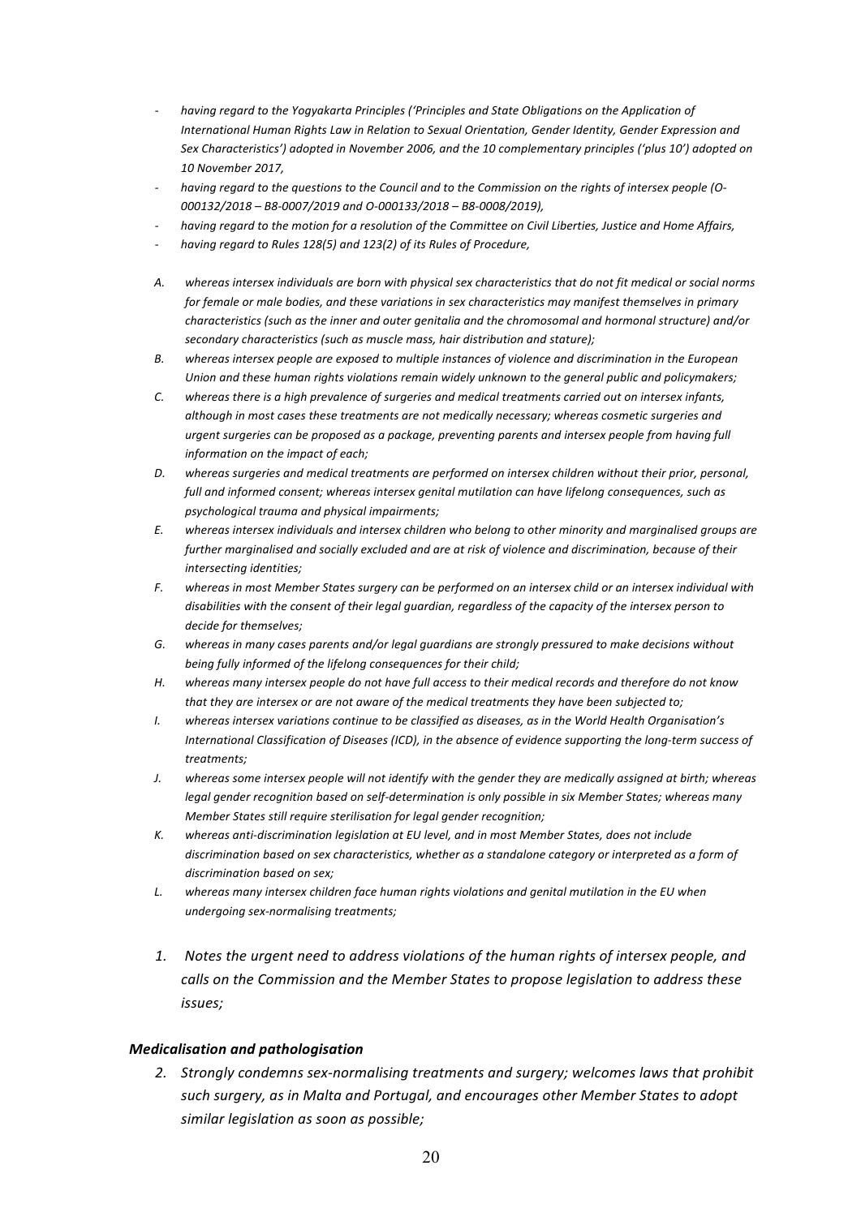- *having regard to the Yogyakarta Principles ('Principles and State Obligations on the Application of International Human Rights Law in Relation to Sexual Orientation, Gender Identity, Gender Expression and Sex Characteristics') adopted in November 2006, and the 10 complementary principles ('plus 10') adopted on 10 November 2017,*
- *having regard to the questions to the Council and to the Commission on the rights of intersex people (O-000132/2018 – B8-0007/2019 and O-000133/2018 – B8-0008/2019),*
- *having regard to the motion for a resolution of the Committee on Civil Liberties, Justice and Home Affairs,*
- *having regard to Rules 128(5) and 123(2) of its Rules of Procedure,*

*A. whereas intersex individuals are born with physical sex characteristics that do not fit medical or social norms for female or male bodies, and these variations in sex characteristics may manifest themselves in primary characteristics (such as the inner and outer genitalia and the chromosomal and hormonal structure) and/or secondary characteristics (such as muscle mass, hair distribution and stature);*

*B. whereas intersex people are exposed to multiple instances of violence and discrimination in the European Union and these human rights violations remain widely unknown to the general public and policymakers;*

*C. whereas there is a high prevalence of surgeries and medical treatments carried out on intersex infants, although in most cases these treatments are not medically necessary; whereas cosmetic surgeries and urgent surgeries can be proposed as a package, preventing parents and intersex people from having full information on the impact of each;*

*D. whereas surgeries and medical treatments are performed on intersex children without their prior, personal, full and informed consent; whereas intersex genital mutilation can have lifelong consequences, such as psychological trauma and physical impairments;*

*E. whereas intersex individuals and intersex children who belong to other minority and marginalised groups are further marginalised and socially excluded and are at risk of violence and discrimination, because of their intersecting identities;*

*F. whereas in most Member States surgery can be performed on an intersex child or an intersex individual with disabilities with the consent of their legal guardian, regardless of the capacity of the intersex person to decide for themselves;*

*G. whereas in many cases parents and/or legal guardians are strongly pressured to make decisions without being fully informed of the lifelong consequences for their child;*

*H. whereas many intersex people do not have full access to their medical records and therefore do not know that they are intersex or are not aware of the medical treatments they have been subjected to;*

*I. whereas intersex variations continue to be classified as diseases, as in the World Health Organisation's International Classification of Diseases (ICD), in the absence of evidence supporting the long-term success of treatments;*

*J. whereas some intersex people will not identify with the gender they are medically assigned at birth; whereas legal gender recognition based on self-determination is only possible in six Member States; whereas many Member States still require sterilisation for legal gender recognition;*

*K. whereas anti-discrimination legislation at EU level, and in most Member States, does not include discrimination based on sex characteristics, whether as a standalone category or interpreted as a form of discrimination based on sex;*

*L. whereas many intersex children face human rights violations and genital mutilation in the EU when undergoing sex-normalising treatments;*

*1. Notes the urgent need to address violations of the human rights of intersex people, and calls on the Commission and the Member States to propose legislation to address these issues;*

### *Medicalisation and pathologisation*

*2. Strongly condemns sex-normalising treatments and surgery; welcomes laws that prohibit such surgery, as in Malta and Portugal, and encourages other Member States to adopt similar legislation as soon as possible;*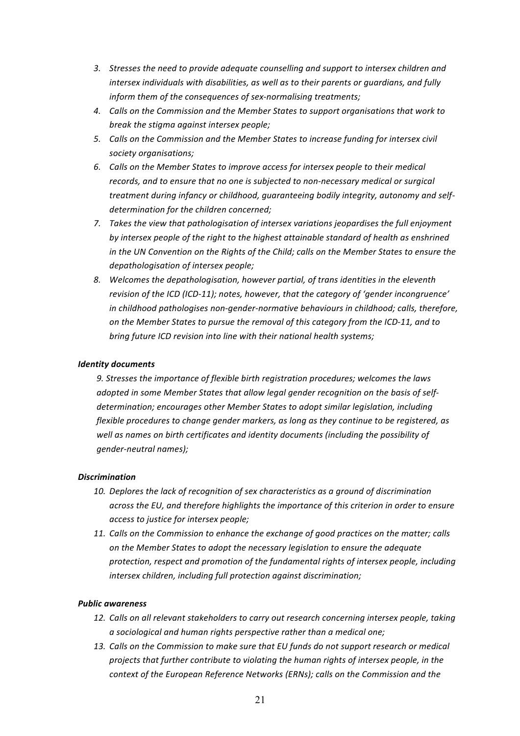3. *Stresses the need to provide adequate counselling and support to intersex children and intersex individuals with disabilities, as well as to their parents or guardians, and fully inform them of the consequences of sex-normalising treatments;*
4. *Calls on the Commission and the Member States to support organisations that work to break the stigma against intersex people;*
5. *Calls on the Commission and the Member States to increase funding for intersex civil society organisations;*
6. *Calls on the Member States to improve access for intersex people to their medical records, and to ensure that no one is subjected to non-necessary medical or surgical treatment during infancy or childhood, guaranteeing bodily integrity, autonomy and self-determination for the children concerned;*
7. *Takes the view that pathologisation of intersex variations jeopardises the full enjoyment by intersex people of the right to the highest attainable standard of health as enshrined in the UN Convention on the Rights of the Child; calls on the Member States to ensure the depathologisation of intersex people;*
8. *Welcomes the depathologisation, however partial, of trans identities in the eleventh revision of the ICD (ICD-11); notes, however, that the category of 'gender incongruence' in childhood pathologises non-gender-normative behaviours in childhood; calls, therefore, on the Member States to pursue the removal of this category from the ICD-11, and to bring future ICD revision into line with their national health systems;*

***Identity documents***

*9. Stresses the importance of flexible birth registration procedures; welcomes the laws adopted in some Member States that allow legal gender recognition on the basis of self-determination; encourages other Member States to adopt similar legislation, including flexible procedures to change gender markers, as long as they continue to be registered, as well as names on birth certificates and identity documents (including the possibility of gender-neutral names);*

***Discrimination***

10. *Deplores the lack of recognition of sex characteristics as a ground of discrimination across the EU, and therefore highlights the importance of this criterion in order to ensure access to justice for intersex people;*
11. *Calls on the Commission to enhance the exchange of good practices on the matter; calls on the Member States to adopt the necessary legislation to ensure the adequate protection, respect and promotion of the fundamental rights of intersex people, including intersex children, including full protection against discrimination;*

***Public awareness***

12. *Calls on all relevant stakeholders to carry out research concerning intersex people, taking a sociological and human rights perspective rather than a medical one;*
13. *Calls on the Commission to make sure that EU funds do not support research or medical projects that further contribute to violating the human rights of intersex people, in the context of the European Reference Networks (ERNs); calls on the Commission and the*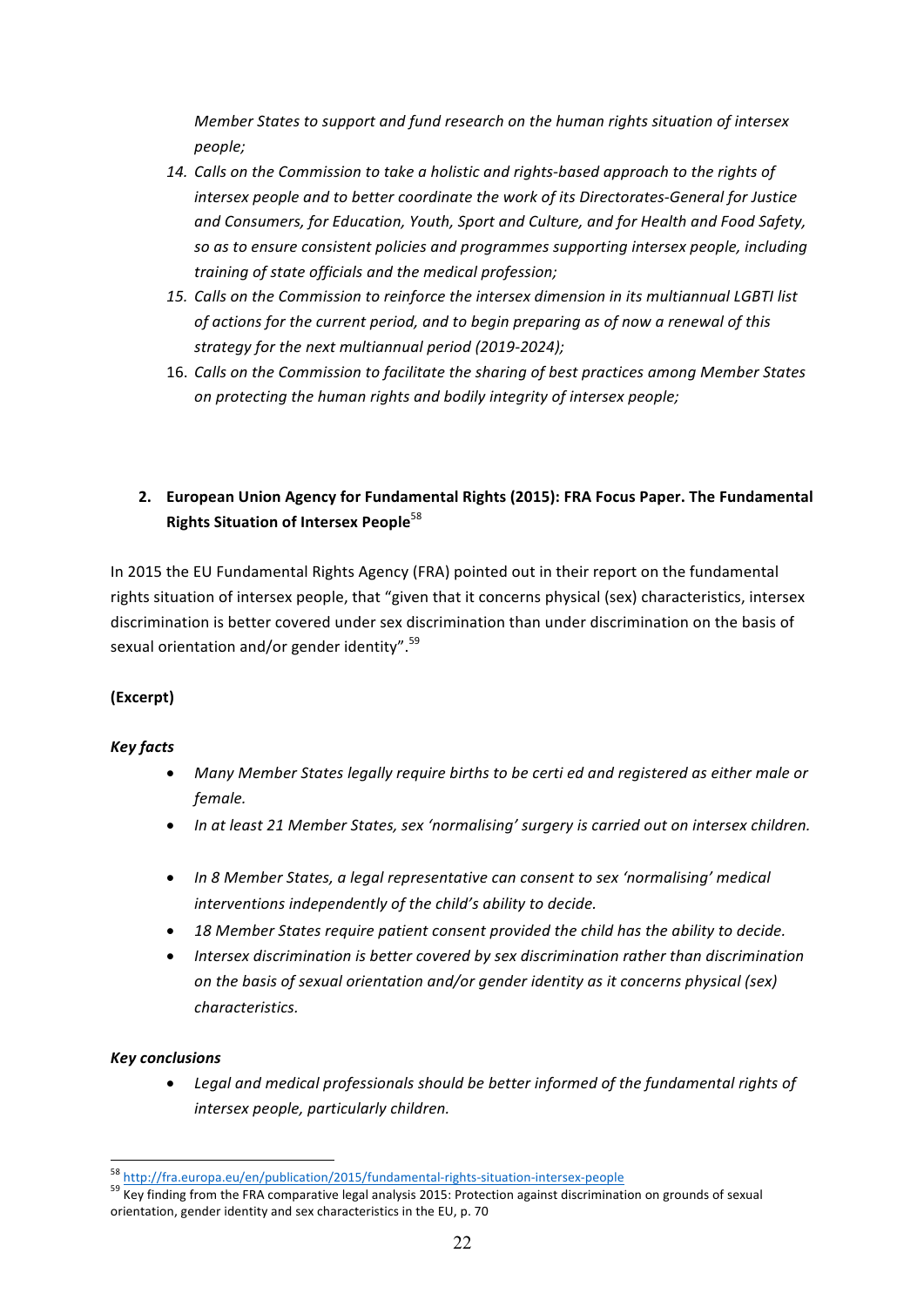*Member States to support and fund research on the human rights situation of intersex people;*

14. *Calls on the Commission to take a holistic and rights-based approach to the rights of intersex people and to better coordinate the work of its Directorates-General for Justice and Consumers, for Education, Youth, Sport and Culture, and for Health and Food Safety, so as to ensure consistent policies and programmes supporting intersex people, including training of state officials and the medical profession;*
15. *Calls on the Commission to reinforce the intersex dimension in its multiannual LGBTI list of actions for the current period, and to begin preparing as of now a renewal of this strategy for the next multiannual period (2019-2024);*
16. *Calls on the Commission to facilitate the sharing of best practices among Member States on protecting the human rights and bodily integrity of intersex people;*

## 2. European Union Agency for Fundamental Rights (2015): FRA Focus Paper. The Fundamental Rights Situation of Intersex People[58]

In 2015 the EU Fundamental Rights Agency (FRA) pointed out in their report on the fundamental rights situation of intersex people, that "given that it concerns physical (sex) characteristics, intersex discrimination is better covered under sex discrimination than under discrimination on the basis of sexual orientation and/or gender identity".[59]

**(Excerpt)**

***Key facts***

- *Many Member States legally require births to be certi ed and registered as either male or female.*
- *In at least 21 Member States, sex 'normalising' surgery is carried out on intersex children.*
- *In 8 Member States, a legal representative can consent to sex 'normalising' medical interventions independently of the child's ability to decide.*
- *18 Member States require patient consent provided the child has the ability to decide.*
- *Intersex discrimination is better covered by sex discrimination rather than discrimination on the basis of sexual orientation and/or gender identity as it concerns physical (sex) characteristics.*

***Key conclusions***

- *Legal and medical professionals should be better informed of the fundamental rights of intersex people, particularly children.*

---

[58] http://fra.europa.eu/en/publication/2015/fundamental-rights-situation-intersex-people

[59] Key finding from the FRA comparative legal analysis 2015: Protection against discrimination on grounds of sexual orientation, gender identity and sex characteristics in the EU, p. 70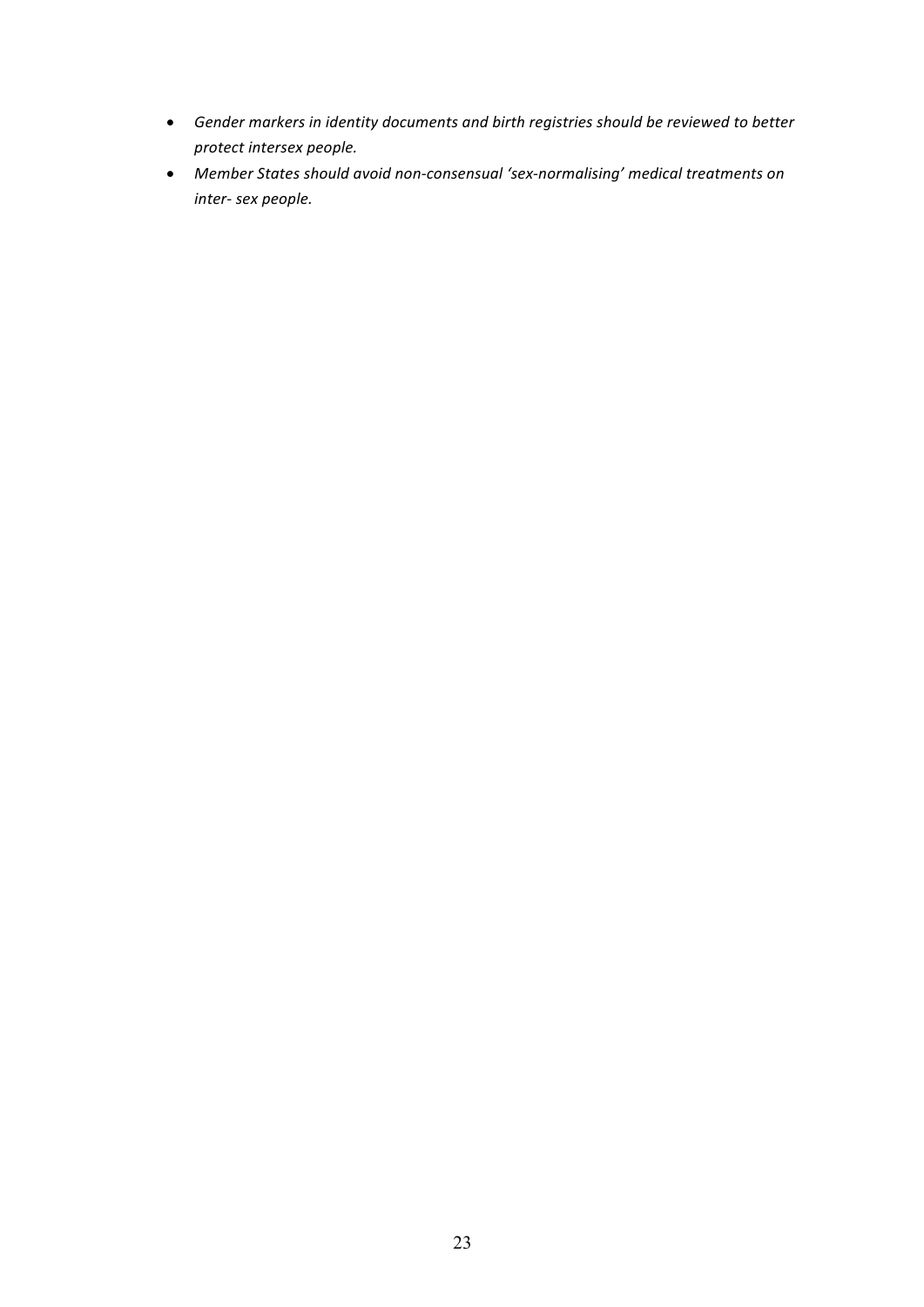- *Gender markers in identity documents and birth registries should be reviewed to better protect intersex people.*
- *Member States should avoid non-consensual 'sex-normalising' medical treatments on inter- sex people.*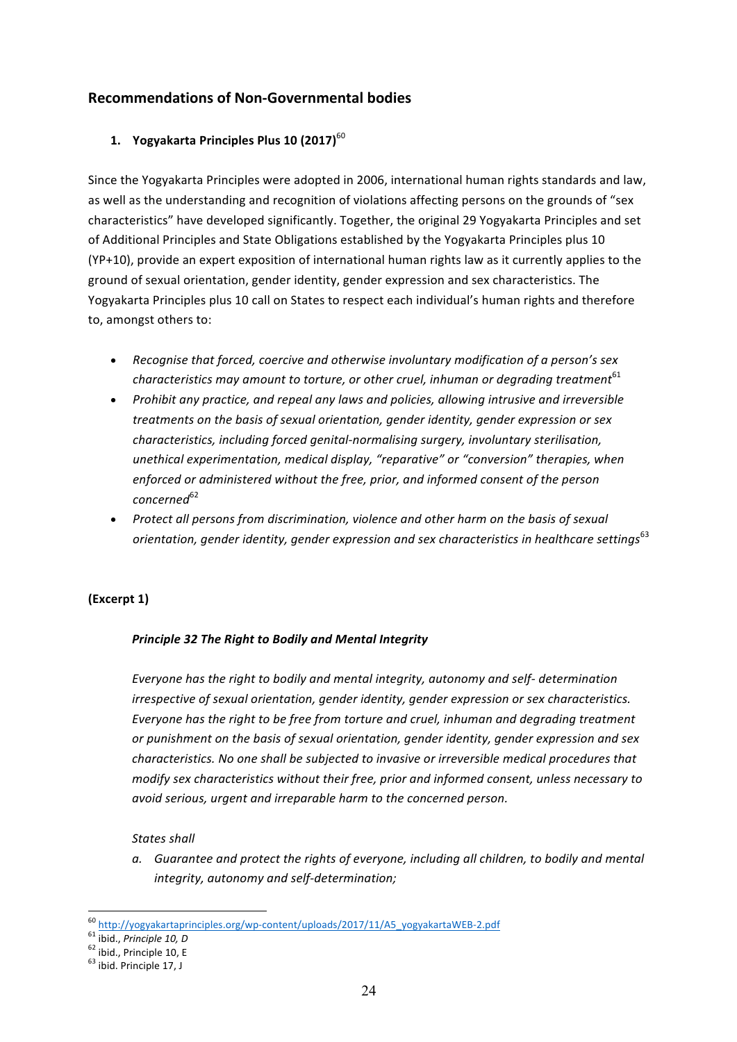## Recommendations of Non-Governmental bodies

### 1. Yogyakarta Principles Plus 10 (2017)[60]

Since the Yogyakarta Principles were adopted in 2006, international human rights standards and law, as well as the understanding and recognition of violations affecting persons on the grounds of "sex characteristics" have developed significantly. Together, the original 29 Yogyakarta Principles and set of Additional Principles and State Obligations established by the Yogyakarta Principles plus 10 (YP+10), provide an expert exposition of international human rights law as it currently applies to the ground of sexual orientation, gender identity, gender expression and sex characteristics. The Yogyakarta Principles plus 10 call on States to respect each individual's human rights and therefore to, amongst others to:

- *Recognise that forced, coercive and otherwise involuntary modification of a person's sex characteristics may amount to torture, or other cruel, inhuman or degrading treatment*[61]
- *Prohibit any practice, and repeal any laws and policies, allowing intrusive and irreversible treatments on the basis of sexual orientation, gender identity, gender expression or sex characteristics, including forced genital-normalising surgery, involuntary sterilisation, unethical experimentation, medical display, "reparative" or "conversion" therapies, when enforced or administered without the free, prior, and informed consent of the person concerned*[62]
- *Protect all persons from discrimination, violence and other harm on the basis of sexual orientation, gender identity, gender expression and sex characteristics in healthcare settings*[63]

**(Excerpt 1)**

> ***Principle 32 The Right to Bodily and Mental Integrity***
>
> *Everyone has the right to bodily and mental integrity, autonomy and self- determination irrespective of sexual orientation, gender identity, gender expression or sex characteristics. Everyone has the right to be free from torture and cruel, inhuman and degrading treatment or punishment on the basis of sexual orientation, gender identity, gender expression and sex characteristics. No one shall be subjected to invasive or irreversible medical procedures that modify sex characteristics without their free, prior and informed consent, unless necessary to avoid serious, urgent and irreparable harm to the concerned person.*
>
> *States shall*
>
> a. *Guarantee and protect the rights of everyone, including all children, to bodily and mental integrity, autonomy and self-determination;*

---

[60] http://yogyakartaprinciples.org/wp-content/uploads/2017/11/A5_yogyakartaWEB-2.pdf

[61] ibid., *Principle 10, D*

[62] ibid., Principle 10, E

[63] ibid. Principle 17, J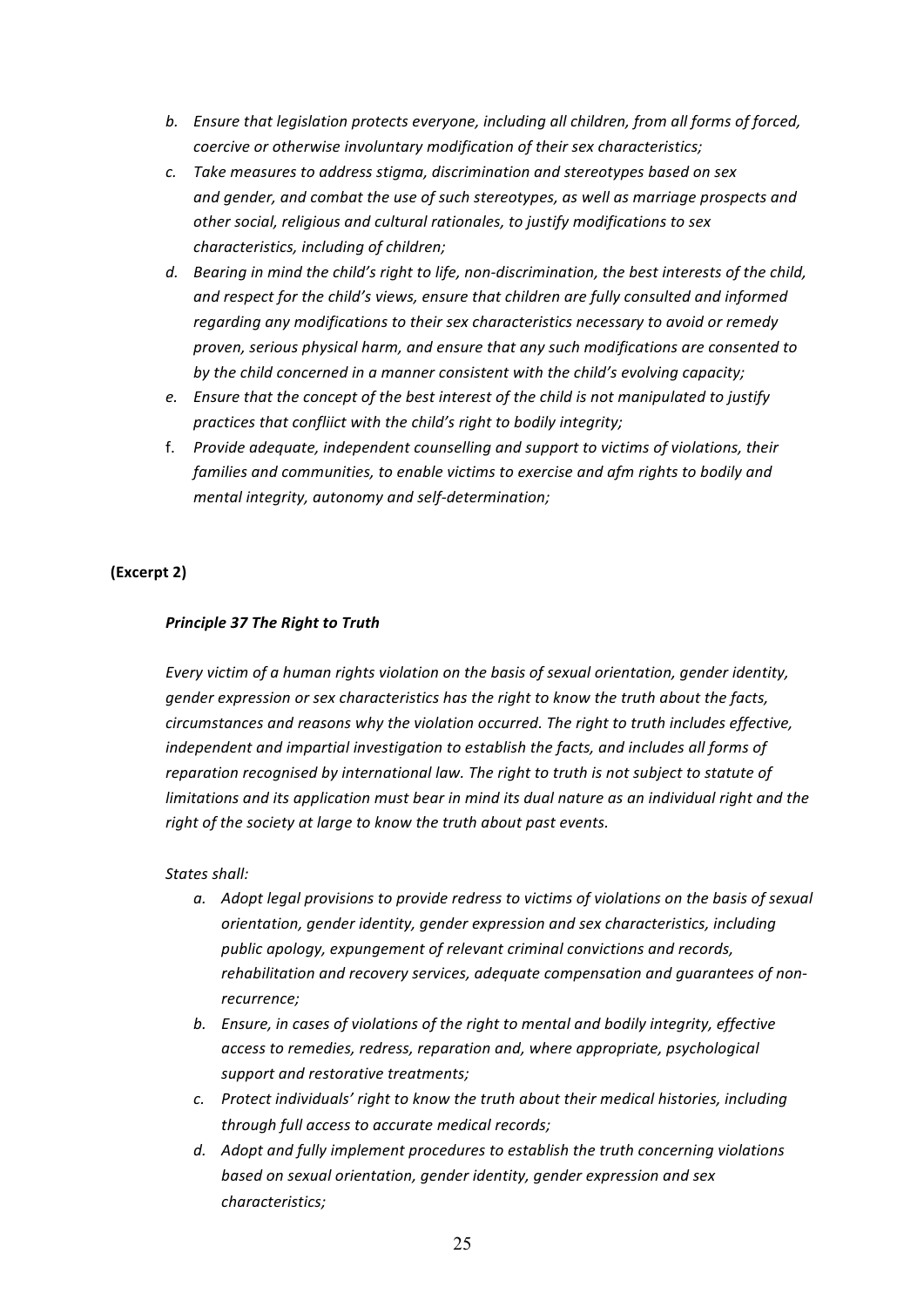b. *Ensure that legislation protects everyone, including all children, from all forms of forced, coercive or otherwise involuntary modification of their sex characteristics;*
c. *Take measures to address stigma, discrimination and stereotypes based on sex and gender, and combat the use of such stereotypes, as well as marriage prospects and other social, religious and cultural rationales, to justify modifications to sex characteristics, including of children;*
d. *Bearing in mind the child's right to life, non-discrimination, the best interests of the child, and respect for the child's views, ensure that children are fully consulted and informed regarding any modifications to their sex characteristics necessary to avoid or remedy proven, serious physical harm, and ensure that any such modifications are consented to by the child concerned in a manner consistent with the child's evolving capacity;*
e. *Ensure that the concept of the best interest of the child is not manipulated to justify practices that confliict with the child's right to bodily integrity;*
f. *Provide adequate, independent counselling and support to victims of violations, their families and communities, to enable victims to exercise and afm rights to bodily and mental integrity, autonomy and self-determination;*

**(Excerpt 2)**

***Principle 37 The Right to Truth***

*Every victim of a human rights violation on the basis of sexual orientation, gender identity, gender expression or sex characteristics has the right to know the truth about the facts, circumstances and reasons why the violation occurred. The right to truth includes effective, independent and impartial investigation to establish the facts, and includes all forms of reparation recognised by international law. The right to truth is not subject to statute of limitations and its application must bear in mind its dual nature as an individual right and the right of the society at large to know the truth about past events.*

*States shall:*

a. *Adopt legal provisions to provide redress to victims of violations on the basis of sexual orientation, gender identity, gender expression and sex characteristics, including public apology, expungement of relevant criminal convictions and records, rehabilitation and recovery services, adequate compensation and guarantees of non-recurrence;*
b. *Ensure, in cases of violations of the right to mental and bodily integrity, effective access to remedies, redress, reparation and, where appropriate, psychological support and restorative treatments;*
c. *Protect individuals' right to know the truth about their medical histories, including through full access to accurate medical records;*
d. *Adopt and fully implement procedures to establish the truth concerning violations based on sexual orientation, gender identity, gender expression and sex characteristics;*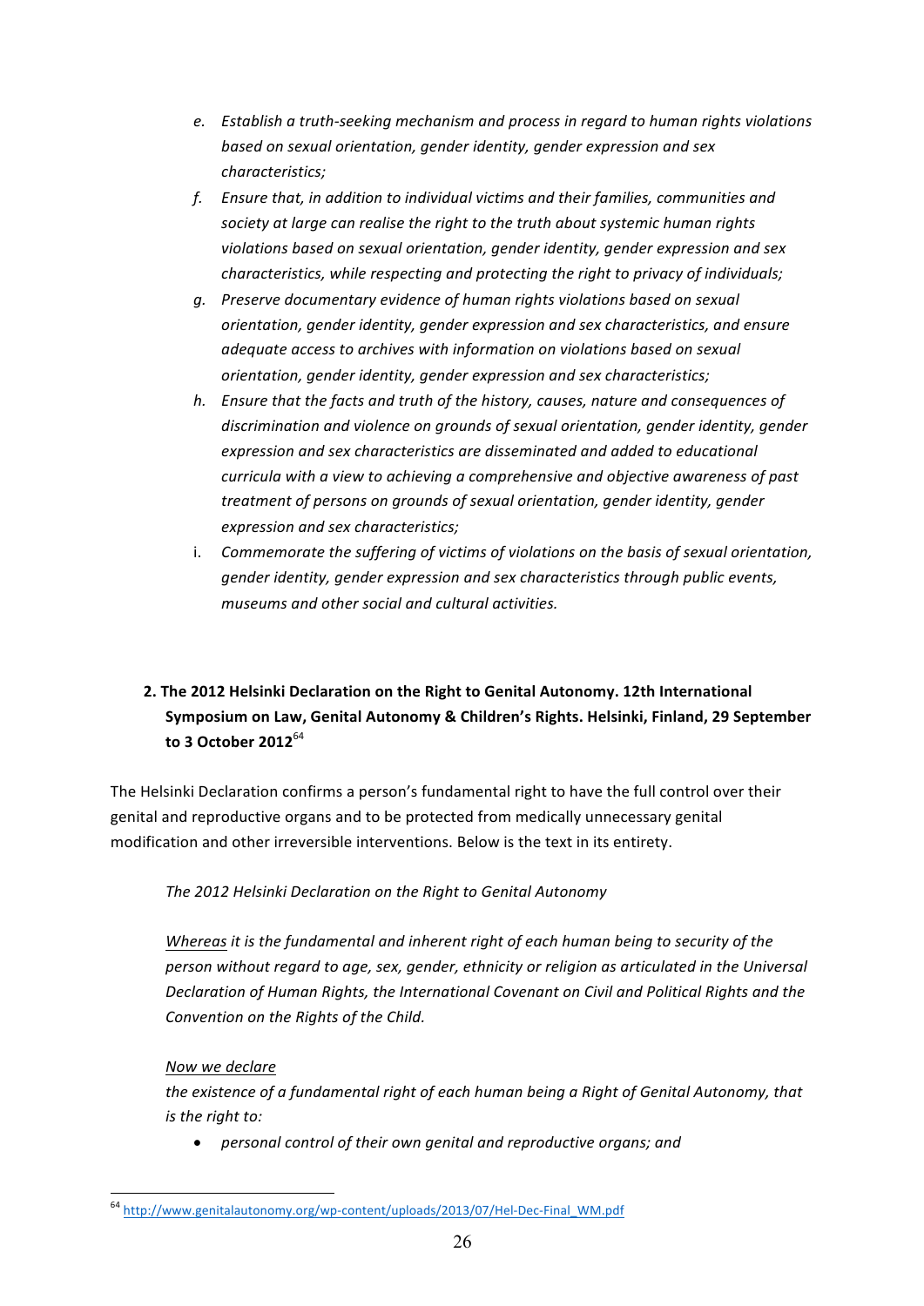*e. Establish a truth-seeking mechanism and process in regard to human rights violations based on sexual orientation, gender identity, gender expression and sex characteristics;*

*f. Ensure that, in addition to individual victims and their families, communities and society at large can realise the right to the truth about systemic human rights violations based on sexual orientation, gender identity, gender expression and sex characteristics, while respecting and protecting the right to privacy of individuals;*

*g. Preserve documentary evidence of human rights violations based on sexual orientation, gender identity, gender expression and sex characteristics, and ensure adequate access to archives with information on violations based on sexual orientation, gender identity, gender expression and sex characteristics;*

*h. Ensure that the facts and truth of the history, causes, nature and consequences of discrimination and violence on grounds of sexual orientation, gender identity, gender expression and sex characteristics are disseminated and added to educational curricula with a view to achieving a comprehensive and objective awareness of past treatment of persons on grounds of sexual orientation, gender identity, gender expression and sex characteristics;*

*i. Commemorate the suffering of victims of violations on the basis of sexual orientation, gender identity, gender expression and sex characteristics through public events, museums and other social and cultural activities.*

## 2. The 2012 Helsinki Declaration on the Right to Genital Autonomy. 12th International Symposium on Law, Genital Autonomy & Children's Rights. Helsinki, Finland, 29 September to 3 October 2012[64]

The Helsinki Declaration confirms a person's fundamental right to have the full control over their genital and reproductive organs and to be protected from medically unnecessary genital modification and other irreversible interventions. Below is the text in its entirety.

*The 2012 Helsinki Declaration on the Right to Genital Autonomy*

*Whereas it is the fundamental and inherent right of each human being to security of the person without regard to age, sex, gender, ethnicity or religion as articulated in the Universal Declaration of Human Rights, the International Covenant on Civil and Political Rights and the Convention on the Rights of the Child.*

*Now we declare*

*the existence of a fundamental right of each human being a Right of Genital Autonomy, that is the right to:*

- *personal control of their own genital and reproductive organs; and*

[64] http://www.genitalautonomy.org/wp-content/uploads/2013/07/Hel-Dec-Final_WM.pdf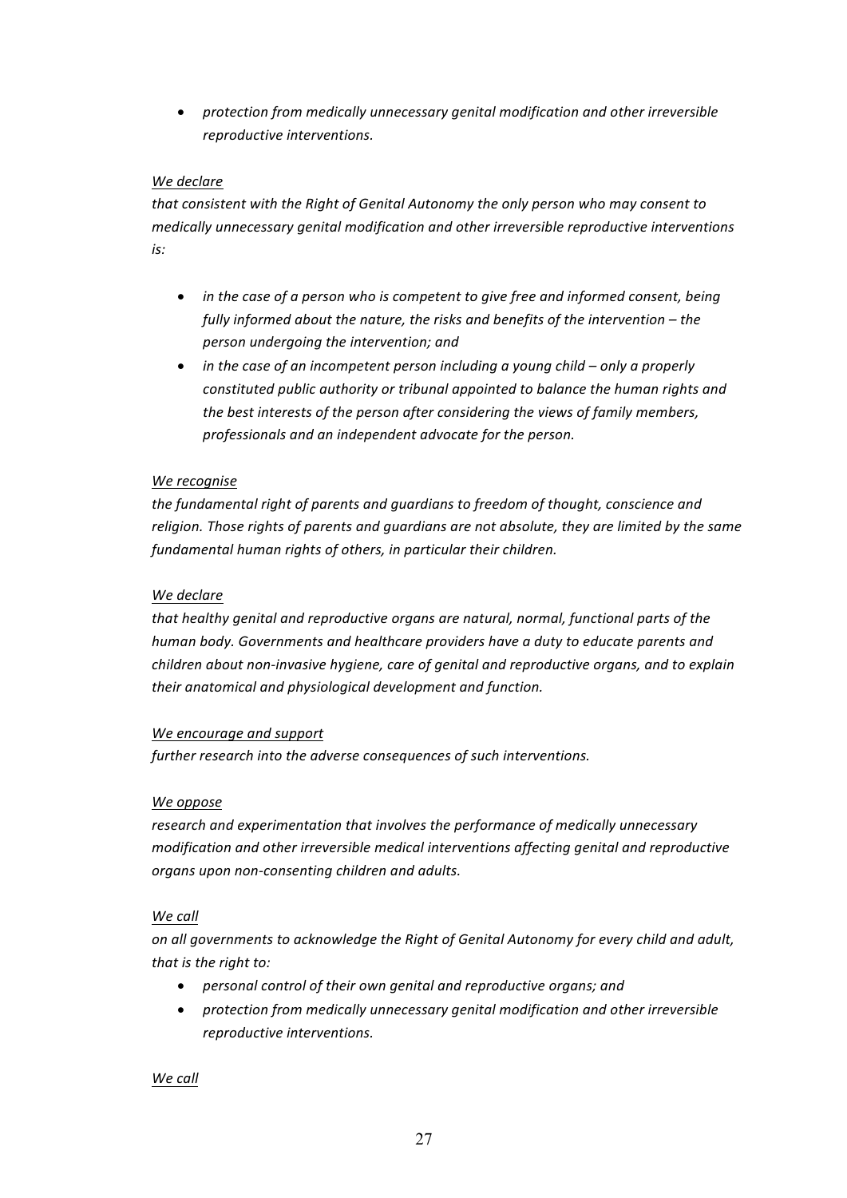- *protection from medically unnecessary genital modification and other irreversible reproductive interventions.*

*We declare*

*that consistent with the Right of Genital Autonomy the only person who may consent to medically unnecessary genital modification and other irreversible reproductive interventions is:*

- *in the case of a person who is competent to give free and informed consent, being fully informed about the nature, the risks and benefits of the intervention – the person undergoing the intervention; and*
- *in the case of an incompetent person including a young child – only a properly constituted public authority or tribunal appointed to balance the human rights and the best interests of the person after considering the views of family members, professionals and an independent advocate for the person.*

*We recognise*

*the fundamental right of parents and guardians to freedom of thought, conscience and religion. Those rights of parents and guardians are not absolute, they are limited by the same fundamental human rights of others, in particular their children.*

*We declare*

*that healthy genital and reproductive organs are natural, normal, functional parts of the human body. Governments and healthcare providers have a duty to educate parents and children about non-invasive hygiene, care of genital and reproductive organs, and to explain their anatomical and physiological development and function.*

*We encourage and support*

*further research into the adverse consequences of such interventions.*

*We oppose*

*research and experimentation that involves the performance of medically unnecessary modification and other irreversible medical interventions affecting genital and reproductive organs upon non-consenting children and adults.*

*We call*

*on all governments to acknowledge the Right of Genital Autonomy for every child and adult, that is the right to:*

- *personal control of their own genital and reproductive organs; and*
- *protection from medically unnecessary genital modification and other irreversible reproductive interventions.*

*We call*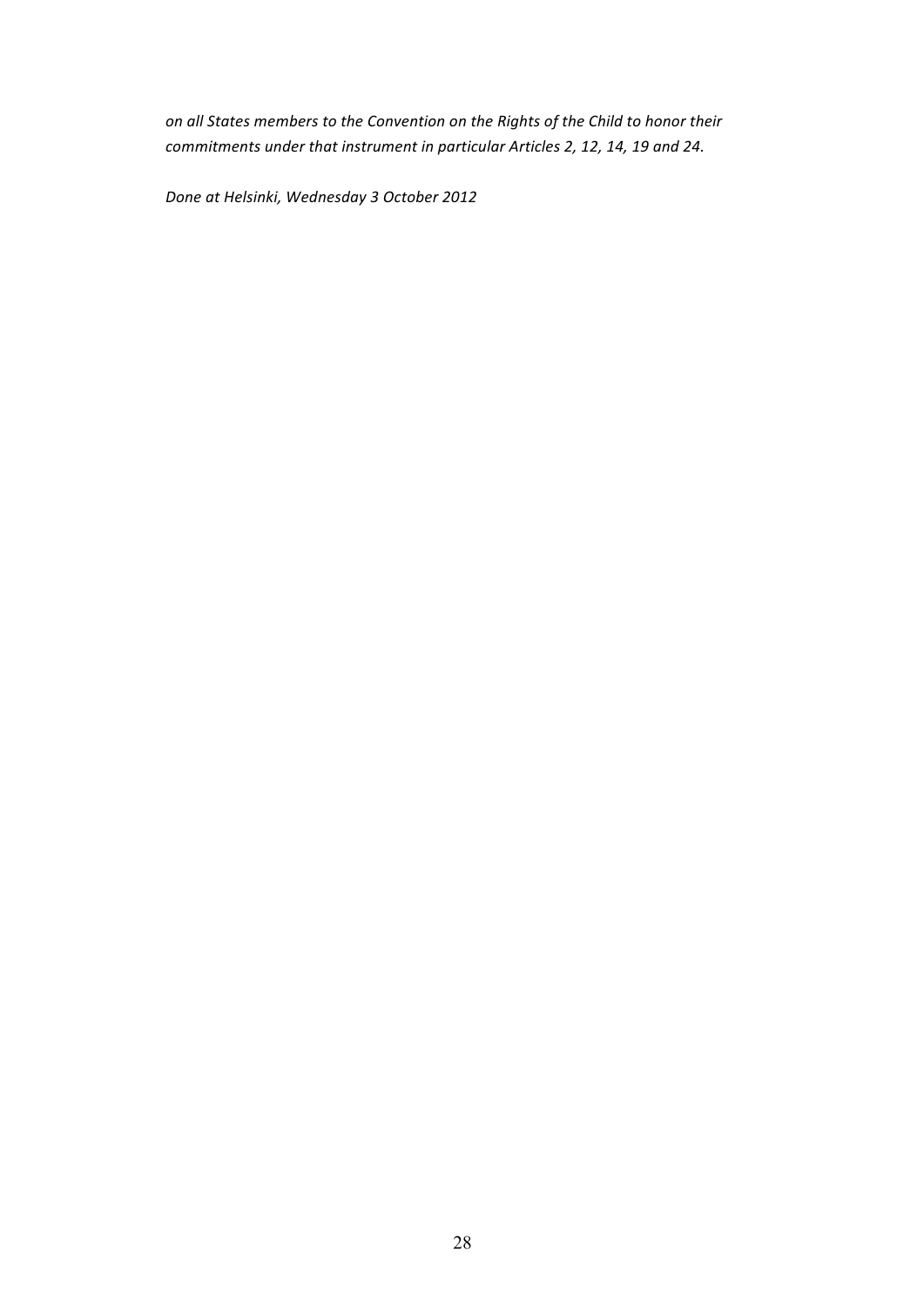*on all States members to the Convention on the Rights of the Child to honor their commitments under that instrument in particular Articles 2, 12, 14, 19 and 24.*

*Done at Helsinki, Wednesday 3 October 2012*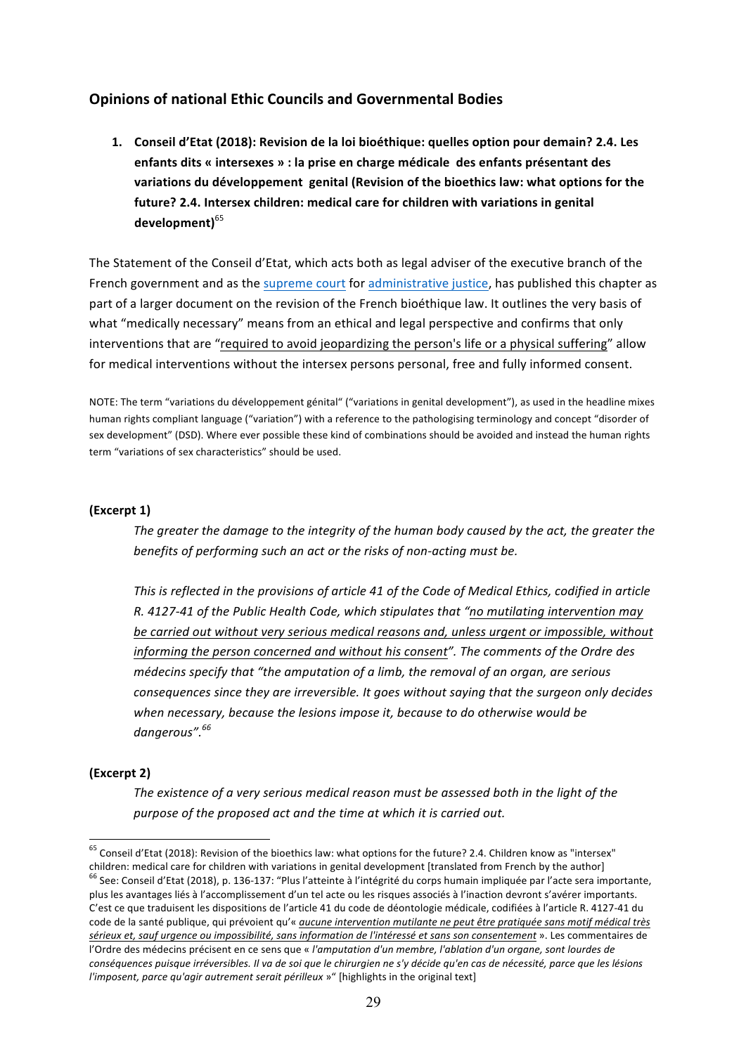## Opinions of national Ethic Councils and Governmental Bodies

1. **Conseil d'Etat (2018): Revision de la loi bioéthique: quelles option pour demain? 2.4. Les enfants dits « intersexes » : la prise en charge médicale des enfants présentant des variations du développement genital (Revision of the bioethics law: what options for the future? 2.4. Intersex children: medical care for children with variations in genital development)**[65]

The Statement of the Conseil d'Etat, which acts both as legal adviser of the executive branch of the French government and as the supreme court for administrative justice, has published this chapter as part of a larger document on the revision of the French bioéthique law. It outlines the very basis of what "medically necessary" means from an ethical and legal perspective and confirms that only interventions that are "required to avoid jeopardizing the person's life or a physical suffering" allow for medical interventions without the intersex persons personal, free and fully informed consent.

NOTE: The term "variations du développement génital" ("variations in genital development"), as used in the headline mixes human rights compliant language ("variation") with a reference to the pathologising terminology and concept "disorder of sex development" (DSD). Where ever possible these kind of combinations should be avoided and instead the human rights term "variations of sex characteristics" should be used.

**(Excerpt 1)**

> *The greater the damage to the integrity of the human body caused by the act, the greater the benefits of performing such an act or the risks of non-acting must be.*
>
> *This is reflected in the provisions of article 41 of the Code of Medical Ethics, codified in article R. 4127-41 of the Public Health Code, which stipulates that "no mutilating intervention may be carried out without very serious medical reasons and, unless urgent or impossible, without informing the person concerned and without his consent". The comments of the Ordre des médecins specify that "the amputation of a limb, the removal of an organ, are serious consequences since they are irreversible. It goes without saying that the surgeon only decides when necessary, because the lesions impose it, because to do otherwise would be dangerous".*[66]

**(Excerpt 2)**

> *The existence of a very serious medical reason must be assessed both in the light of the purpose of the proposed act and the time at which it is carried out.*

---

[65] Conseil d'Etat (2018): Revision of the bioethics law: what options for the future? 2.4. Children know as "intersex" children: medical care for children with variations in genital development [translated from French by the author]

[66] See: Conseil d'Etat (2018), p. 136-137: "Plus l'atteinte à l'intégrité du corps humain impliquée par l'acte sera importante, plus les avantages liés à l'accomplissement d'un tel acte ou les risques associés à l'inaction devront s'avérer importants. C'est ce que traduisent les dispositions de l'article 41 du code de déontologie médicale, codifiées à l'article R. 4127-41 du code de la santé publique, qui prévoient qu'« *aucune intervention mutilante ne peut être pratiquée sans motif médical très sérieux et, sauf urgence ou impossibilité, sans information de l'intéressé et sans son consentement* ». Les commentaires de l'Ordre des médecins précisent en ce sens que « *l'amputation d'un membre, l'ablation d'un organe, sont lourdes de conséquences puisque irréversibles. Il va de soi que le chirurgien ne s'y décide qu'en cas de nécessité, parce que les lésions l'imposent, parce qu'agir autrement serait périlleux* »" [highlights in the original text]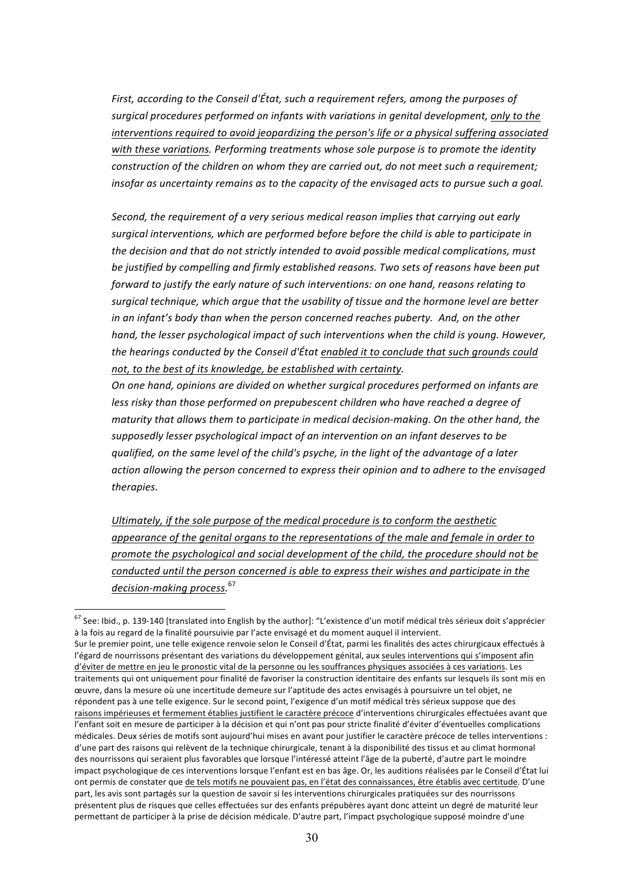*First, according to the Conseil d'État, such a requirement refers, among the purposes of surgical procedures performed on infants with variations in genital development, <u>only to the interventions required to avoid jeopardizing the person's life or a physical suffering associated with these variations</u>. Performing treatments whose sole purpose is to promote the identity construction of the children on whom they are carried out, do not meet such a requirement; insofar as uncertainty remains as to the capacity of the envisaged acts to pursue such a goal.*

*Second, the requirement of a very serious medical reason implies that carrying out early surgical interventions, which are performed before before the child is able to participate in the decision and that do not strictly intended to avoid possible medical complications, must be justified by compelling and firmly established reasons. Two sets of reasons have been put forward to justify the early nature of such interventions: on one hand, reasons relating to surgical technique, which argue that the usability of tissue and the hormone level are better in an infant's body than when the person concerned reaches puberty. And, on the other hand, the lesser psychological impact of such interventions when the child is young. However, the hearings conducted by the Conseil d'État <u>enabled it to conclude that such grounds could not, to the best of its knowledge, be established with certainty</u>.*

*On one hand, opinions are divided on whether surgical procedures performed on infants are less risky than those performed on prepubescent children who have reached a degree of maturity that allows them to participate in medical decision-making. On the other hand, the supposedly lesser psychological impact of an intervention on an infant deserves to be qualified, on the same level of the child's psyche, in the light of the advantage of a later action allowing the person concerned to express their opinion and to adhere to the envisaged therapies.*

*<u>Ultimately, if the sole purpose of the medical procedure is to conform the aesthetic appearance of the genital organs to the representations of the male and female in order to promote the psychological and social development of the child, the procedure should not be conducted until the person concerned is able to express their wishes and participate in the decision-making process.</u>*[67]

---

[67] See: Ibid., p. 139-140 [translated into English by the author]: "L'existence d'un motif médical très sérieux doit s'apprécier à la fois au regard de la finalité poursuivie par l'acte envisagé et du moment auquel il intervient.
Sur le premier point, une telle exigence renvoie selon le Conseil d'État, parmi les finalités des actes chirurgicaux effectués à l'égard de nourrissons présentant des variations du développement génital, aux <u>seules interventions qui s'imposent afin d'éviter de mettre en jeu le pronostic vital de la personne ou les souffrances physiques associées à ces variations</u>. Les traitements qui ont uniquement pour finalité de favoriser la construction identitaire des enfants sur lesquels ils sont mis en œuvre, dans la mesure où une incertitude demeure sur l'aptitude des actes envisagés à poursuivre un tel objet, ne répondent pas à une telle exigence. Sur le second point, l'exigence d'un motif médical très sérieux suppose que des <u>raisons impérieuses et fermement établies justifient le caractère précoce</u> d'interventions chirurgicales effectuées avant que l'enfant soit en mesure de participer à la décision et qui n'ont pas pour stricte finalité d'éviter d'éventuelles complications médicales. Deux séries de motifs sont aujourd'hui mises en avant pour justifier le caractère précoce de telles interventions : d'une part des raisons qui relèvent de la technique chirurgicale, tenant à la disponibilité des tissus et au climat hormonal des nourrissons qui seraient plus favorables que lorsque l'intéressé atteint l'âge de la puberté, d'autre part le moindre impact psychologique de ces interventions lorsque l'enfant est en bas âge. Or, les auditions réalisées par le Conseil d'État lui ont permis de constater que <u>de tels motifs ne pouvaient pas, en l'état des connaissances, être établis avec certitude</u>. D'une part, les avis sont partagés sur la question de savoir si les interventions chirurgicales pratiquées sur des nourrissons présentent plus de risques que celles effectuées sur des enfants prépubères ayant donc atteint un degré de maturité leur permettant de participer à la prise de décision médicale. D'autre part, l'impact psychologique supposé moindre d'une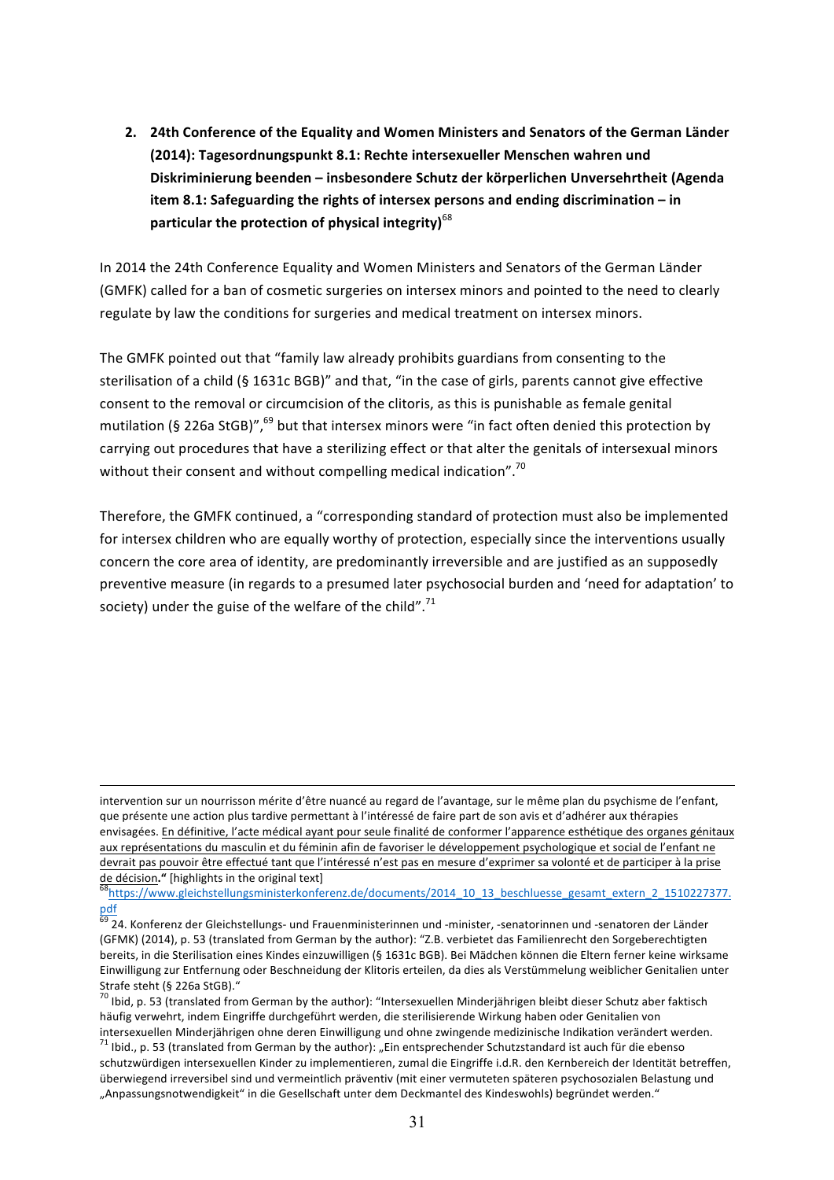2. **24th Conference of the Equality and Women Ministers and Senators of the German Länder (2014): Tagesordnungspunkt 8.1: Rechte intersexueller Menschen wahren und Diskriminierung beenden – insbesondere Schutz der körperlichen Unversehrtheit (Agenda item 8.1: Safeguarding the rights of intersex persons and ending discrimination – in particular the protection of physical integrity)**[68]

In 2014 the 24th Conference Equality and Women Ministers and Senators of the German Länder (GMFK) called for a ban of cosmetic surgeries on intersex minors and pointed to the need to clearly regulate by law the conditions for surgeries and medical treatment on intersex minors.

The GMFK pointed out that "family law already prohibits guardians from consenting to the sterilisation of a child (§ 1631c BGB)" and that, "in the case of girls, parents cannot give effective consent to the removal or circumcision of the clitoris, as this is punishable as female genital mutilation (§ 226a StGB)",[69] but that intersex minors were "in fact often denied this protection by carrying out procedures that have a sterilizing effect or that alter the genitals of intersexual minors without their consent and without compelling medical indication".[70]

Therefore, the GMFK continued, a "corresponding standard of protection must also be implemented for intersex children who are equally worthy of protection, especially since the interventions usually concern the core area of identity, are predominantly irreversible and are justified as an supposedly preventive measure (in regards to a presumed later psychosocial burden and 'need for adaptation' to society) under the guise of the welfare of the child".[71]

---

intervention sur un nourrisson mérite d'être nuancé au regard de l'avantage, sur le même plan du psychisme de l'enfant, que présente une action plus tardive permettant à l'intéressé de faire part de son avis et d'adhérer aux thérapies envisagées. <u>En définitive, l'acte médical ayant pour seule finalité de conformer l'apparence esthétique des organes génitaux aux représentations du masculin et du féminin afin de favoriser le développement psychologique et social de l'enfant ne devrait pas pouvoir être effectué tant que l'intéressé n'est pas en mesure d'exprimer sa volonté et de participer à la prise de décision</u>." [highlights in the original text]

[68] https://www.gleichstellungsministerkonferenz.de/documents/2014_10_13_beschluesse_gesamt_extern_2_1510227377.pdf

[69] 24. Konferenz der Gleichstellungs- und Frauenministerinnen und -minister, -senatorinnen und -senatoren der Länder (GFMK) (2014), p. 53 (translated from German by the author): "Z.B. verbietet das Familienrecht den Sorgeberechtigten bereits, in die Sterilisation eines Kindes einzuwilligen (§ 1631c BGB). Bei Mädchen können die Eltern ferner keine wirksame Einwilligung zur Entfernung oder Beschneidung der Klitoris erteilen, da dies als Verstümmelung weiblicher Genitalien unter Strafe steht (§ 226a StGB)."

[70] Ibid, p. 53 (translated from German by the author): "Intersexuellen Minderjährigen bleibt dieser Schutz aber faktisch häufig verwehrt, indem Eingriffe durchgeführt werden, die sterilisierende Wirkung haben oder Genitalien von intersexuellen Minderjährigen ohne deren Einwilligung und ohne zwingende medizinische Indikation verändert werden.

[71] Ibid., p. 53 (translated from German by the author): „Ein entsprechender Schutzstandard ist auch für die ebenso schutzwürdigen intersexuellen Kinder zu implementieren, zumal die Eingriffe i.d.R. den Kernbereich der Identität betreffen, überwiegend irreversibel sind und vermeintlich präventiv (mit einer vermuteten späteren psychosozialen Belastung und „Anpassungsnotwendigkeit" in die Gesellschaft unter dem Deckmantel des Kindeswohls) begründet werden."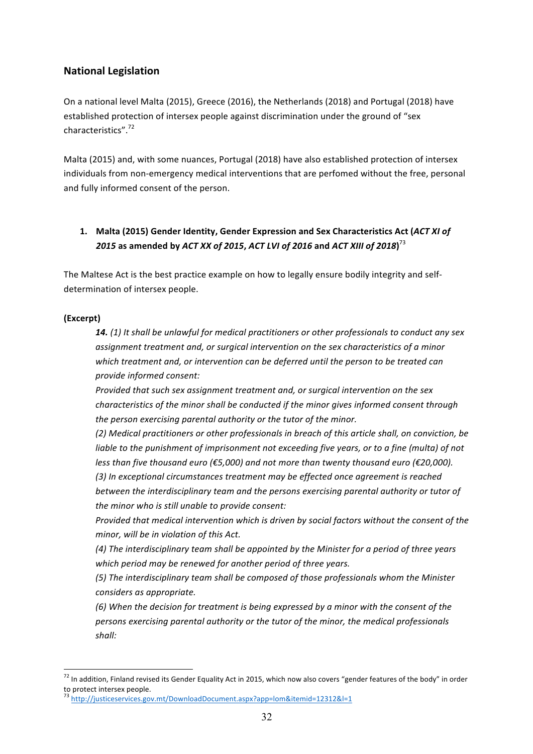## National Legislation

On a national level Malta (2015), Greece (2016), the Netherlands (2018) and Portugal (2018) have established protection of intersex people against discrimination under the ground of "sex characteristics".[72]

Malta (2015) and, with some nuances, Portugal (2018) have also established protection of intersex individuals from non-emergency medical interventions that are perfomed without the free, personal and fully informed consent of the person.

### 1. Malta (2015) Gender Identity, Gender Expression and Sex Characteristics Act (*ACT XI of 2015* as amended by *ACT XX of 2015*, *ACT LVI of 2016* and *ACT XIII of 2018*)[73]

The Maltese Act is the best practice example on how to legally ensure bodily integrity and self-determination of intersex people.

**(Excerpt)**

> ***14.*** *(1) It shall be unlawful for medical practitioners or other professionals to conduct any sex assignment treatment and, or surgical intervention on the sex characteristics of a minor which treatment and, or intervention can be deferred until the person to be treated can provide informed consent:*
>
> *Provided that such sex assignment treatment and, or surgical intervention on the sex characteristics of the minor shall be conducted if the minor gives informed consent through the person exercising parental authority or the tutor of the minor.*
>
> *(2) Medical practitioners or other professionals in breach of this article shall, on conviction, be liable to the punishment of imprisonment not exceeding five years, or to a fine (multa) of not less than five thousand euro (€5,000) and not more than twenty thousand euro (€20,000).*
>
> *(3) In exceptional circumstances treatment may be effected once agreement is reached between the interdisciplinary team and the persons exercising parental authority or tutor of the minor who is still unable to provide consent:*
>
> *Provided that medical intervention which is driven by social factors without the consent of the minor, will be in violation of this Act.*
>
> *(4) The interdisciplinary team shall be appointed by the Minister for a period of three years which period may be renewed for another period of three years.*
>
> *(5) The interdisciplinary team shall be composed of those professionals whom the Minister considers as appropriate.*
>
> *(6) When the decision for treatment is being expressed by a minor with the consent of the persons exercising parental authority or the tutor of the minor, the medical professionals shall:*

---

[72] In addition, Finland revised its Gender Equality Act in 2015, which now also covers "gender features of the body" in order to protect intersex people.

[73] http://justiceservices.gov.mt/DownloadDocument.aspx?app=lom&itemid=12312&l=1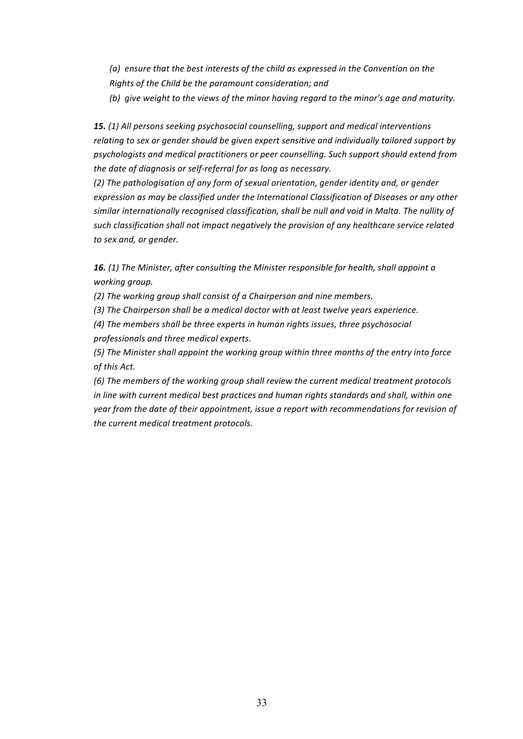*(a) ensure that the best interests of the child as expressed in the Convention on the Rights of the Child be the paramount consideration; and*

*(b) give weight to the views of the minor having regard to the minor's age and maturity.*

***15.*** *(1) All persons seeking psychosocial counselling, support and medical interventions relating to sex or gender should be given expert sensitive and individually tailored support by psychologists and medical practitioners or peer counselling. Such support should extend from the date of diagnosis or self-referral for as long as necessary.*

*(2) The pathologisation of any form of sexual orientation, gender identity and, or gender expression as may be classified under the International Classification of Diseases or any other similar internationally recognised classification, shall be null and void in Malta. The nullity of such classification shall not impact negatively the provision of any healthcare service related to sex and, or gender.*

***16.*** *(1) The Minister, after consulting the Minister responsible for health, shall appoint a working group.*

*(2) The working group shall consist of a Chairperson and nine members.*

*(3) The Chairperson shall be a medical doctor with at least twelve years experience.*

*(4) The members shall be three experts in human rights issues, three psychosocial professionals and three medical experts.*

*(5) The Minister shall appoint the working group within three months of the entry into force of this Act.*

*(6) The members of the working group shall review the current medical treatment protocols in line with current medical best practices and human rights standards and shall, within one year from the date of their appointment, issue a report with recommendations for revision of the current medical treatment protocols.*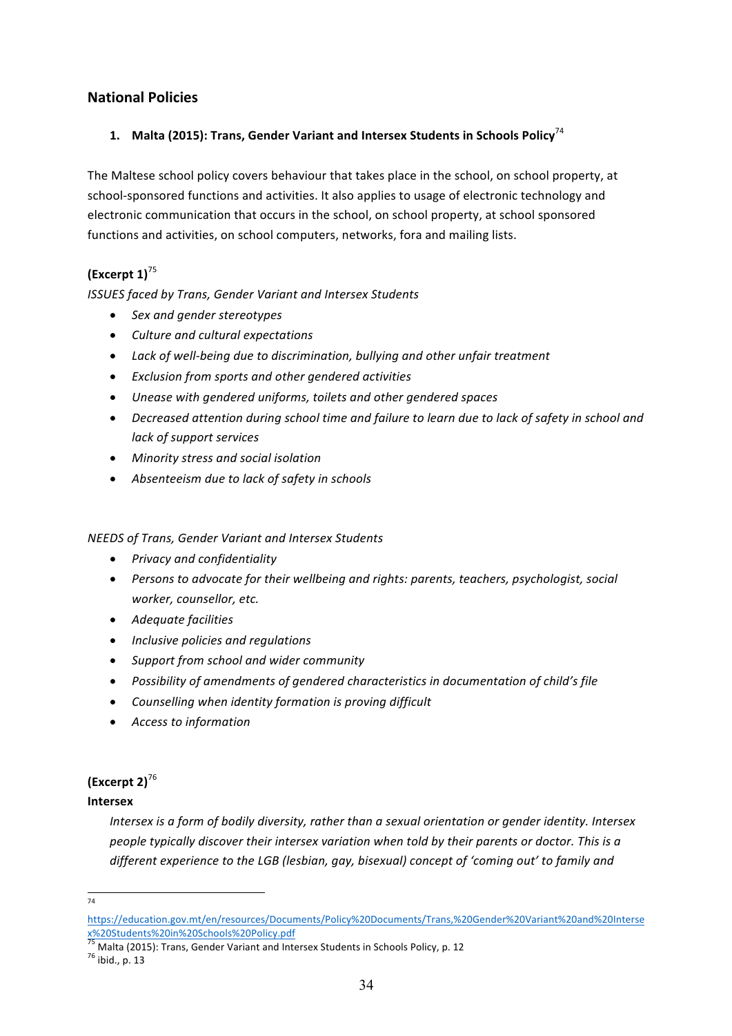## National Policies

### 1. Malta (2015): Trans, Gender Variant and Intersex Students in Schools Policy[74]

The Maltese school policy covers behaviour that takes place in the school, on school property, at school-sponsored functions and activities. It also applies to usage of electronic technology and electronic communication that occurs in the school, on school property, at school sponsored functions and activities, on school computers, networks, fora and mailing lists.

**(Excerpt 1)**[75]

*ISSUES faced by Trans, Gender Variant and Intersex Students*

- *Sex and gender stereotypes*
- *Culture and cultural expectations*
- *Lack of well-being due to discrimination, bullying and other unfair treatment*
- *Exclusion from sports and other gendered activities*
- *Unease with gendered uniforms, toilets and other gendered spaces*
- *Decreased attention during school time and failure to learn due to lack of safety in school and lack of support services*
- *Minority stress and social isolation*
- *Absenteeism due to lack of safety in schools*

*NEEDS of Trans, Gender Variant and Intersex Students*

- *Privacy and confidentiality*
- *Persons to advocate for their wellbeing and rights: parents, teachers, psychologist, social worker, counsellor, etc.*
- *Adequate facilities*
- *Inclusive policies and regulations*
- *Support from school and wider community*
- *Possibility of amendments of gendered characteristics in documentation of child's file*
- *Counselling when identity formation is proving difficult*
- *Access to information*

**(Excerpt 2)**[76]

**Intersex**

*Intersex is a form of bodily diversity, rather than a sexual orientation or gender identity. Intersex people typically discover their intersex variation when told by their parents or doctor. This is a different experience to the LGB (lesbian, gay, bisexual) concept of 'coming out' to family and*

---

[74] https://education.gov.mt/en/resources/Documents/Policy%20Documents/Trans,%20Gender%20Variant%20and%20Intersex%20Students%20in%20Schools%20Policy.pdf

[75] Malta (2015): Trans, Gender Variant and Intersex Students in Schools Policy, p. 12

[76] ibid., p. 13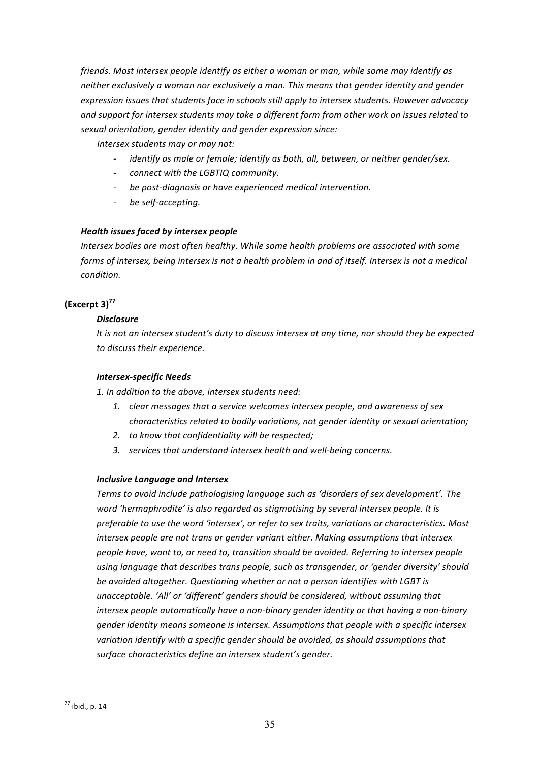*friends. Most intersex people identify as either a woman or man, while some may identify as neither exclusively a woman nor exclusively a man. This means that gender identity and gender expression issues that students face in schools still apply to intersex students. However advocacy and support for intersex students may take a different form from other work on issues related to sexual orientation, gender identity and gender expression since:*

*Intersex students may or may not:*

- *identify as male or female; identify as both, all, between, or neither gender/sex.*
- *connect with the LGBTIQ community.*
- *be post-diagnosis or have experienced medical intervention.*
- *be self-accepting.*

***Health issues faced by intersex people***

*Intersex bodies are most often healthy. While some health problems are associated with some forms of intersex, being intersex is not a health problem in and of itself. Intersex is not a medical condition.*

**(Excerpt 3)**[77]

***Disclosure***

*It is not an intersex student's duty to discuss intersex at any time, nor should they be expected to discuss their experience.*

***Intersex-specific Needs***

*1. In addition to the above, intersex students need:*

1. *clear messages that a service welcomes intersex people, and awareness of sex characteristics related to bodily variations, not gender identity or sexual orientation;*
2. *to know that confidentiality will be respected;*
3. *services that understand intersex health and well-being concerns.*

***Inclusive Language and Intersex***

*Terms to avoid include pathologising language such as 'disorders of sex development'. The word 'hermaphrodite' is also regarded as stigmatising by several intersex people. It is preferable to use the word 'intersex', or refer to sex traits, variations or characteristics. Most intersex people are not trans or gender variant either. Making assumptions that intersex people have, want to, or need to, transition should be avoided. Referring to intersex people using language that describes trans people, such as transgender, or 'gender diversity' should be avoided altogether. Questioning whether or not a person identifies with LGBT is unacceptable. 'All' or 'different' genders should be considered, without assuming that intersex people automatically have a non-binary gender identity or that having a non-binary gender identity means someone is intersex. Assumptions that people with a specific intersex variation identify with a specific gender should be avoided, as should assumptions that surface characteristics define an intersex student's gender.*

[77] ibid., p. 14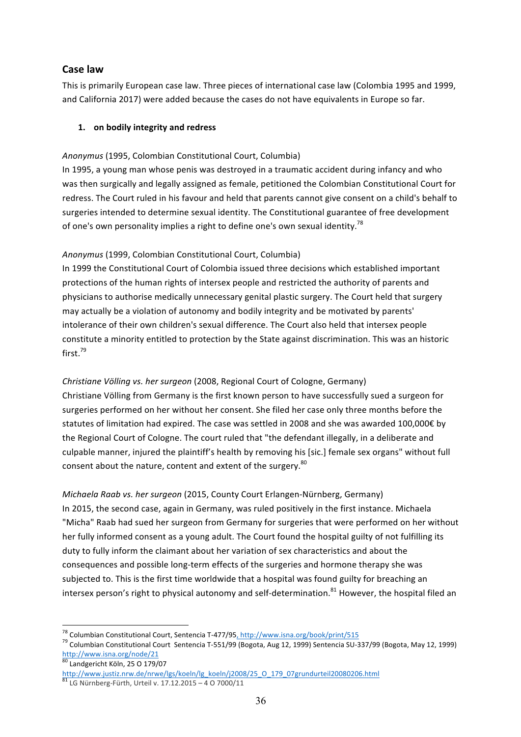## Case law

This is primarily European case law. Three pieces of international case law (Colombia 1995 and 1999, and California 2017) were added because the cases do not have equivalents in Europe so far.

1. **on bodily integrity and redress**

*Anonymus* (1995, Colombian Constitutional Court, Columbia)
In 1995, a young man whose penis was destroyed in a traumatic accident during infancy and who was then surgically and legally assigned as female, petitioned the Colombian Constitutional Court for redress. The Court ruled in his favour and held that parents cannot give consent on a child's behalf to surgeries intended to determine sexual identity. The Constitutional guarantee of free development of one's own personality implies a right to define one's own sexual identity.[78]

*Anonymus* (1999, Colombian Constitutional Court, Columbia)
In 1999 the Constitutional Court of Colombia issued three decisions which established important protections of the human rights of intersex people and restricted the authority of parents and physicians to authorise medically unnecessary genital plastic surgery. The Court held that surgery may actually be a violation of autonomy and bodily integrity and be motivated by parents' intolerance of their own children's sexual difference. The Court also held that intersex people constitute a minority entitled to protection by the State against discrimination. This was an historic first.[79]

*Christiane Völling vs. her surgeon* (2008, Regional Court of Cologne, Germany)
Christiane Völling from Germany is the first known person to have successfully sued a surgeon for surgeries performed on her without her consent. She filed her case only three months before the statutes of limitation had expired. The case was settled in 2008 and she was awarded 100,000€ by the Regional Court of Cologne. The court ruled that "the defendant illegally, in a deliberate and culpable manner, injured the plaintiff's health by removing his [sic.] female sex organs" without full consent about the nature, content and extent of the surgery.[80]

*Michaela Raab vs. her surgeon* (2015, County Court Erlangen-Nürnberg, Germany)
In 2015, the second case, again in Germany, was ruled positively in the first instance. Michaela "Micha" Raab had sued her surgeon from Germany for surgeries that were performed on her without her fully informed consent as a young adult. The Court found the hospital guilty of not fulfilling its duty to fully inform the claimant about her variation of sex characteristics and about the consequences and possible long-term effects of the surgeries and hormone therapy she was subjected to. This is the first time worldwide that a hospital was found guilty for breaching an intersex person's right to physical autonomy and self-determination.[81] However, the hospital filed an

---

[78] Columbian Constitutional Court, Sentencia T-477/95, http://www.isna.org/book/print/515

[79] Columbian Constitutional Court Sentencia T-551/99 (Bogota, Aug 12, 1999) Sentencia SU-337/99 (Bogota, May 12, 1999) http://www.isna.org/node/21

[80] Landgericht Köln, 25 O 179/07 http://www.justiz.nrw.de/nrwe/lgs/koeln/lg_koeln/j2008/25_O_179_07grundurteil20080206.html

[81] LG Nürnberg-Fürth, Urteil v. 17.12.2015 – 4 O 7000/11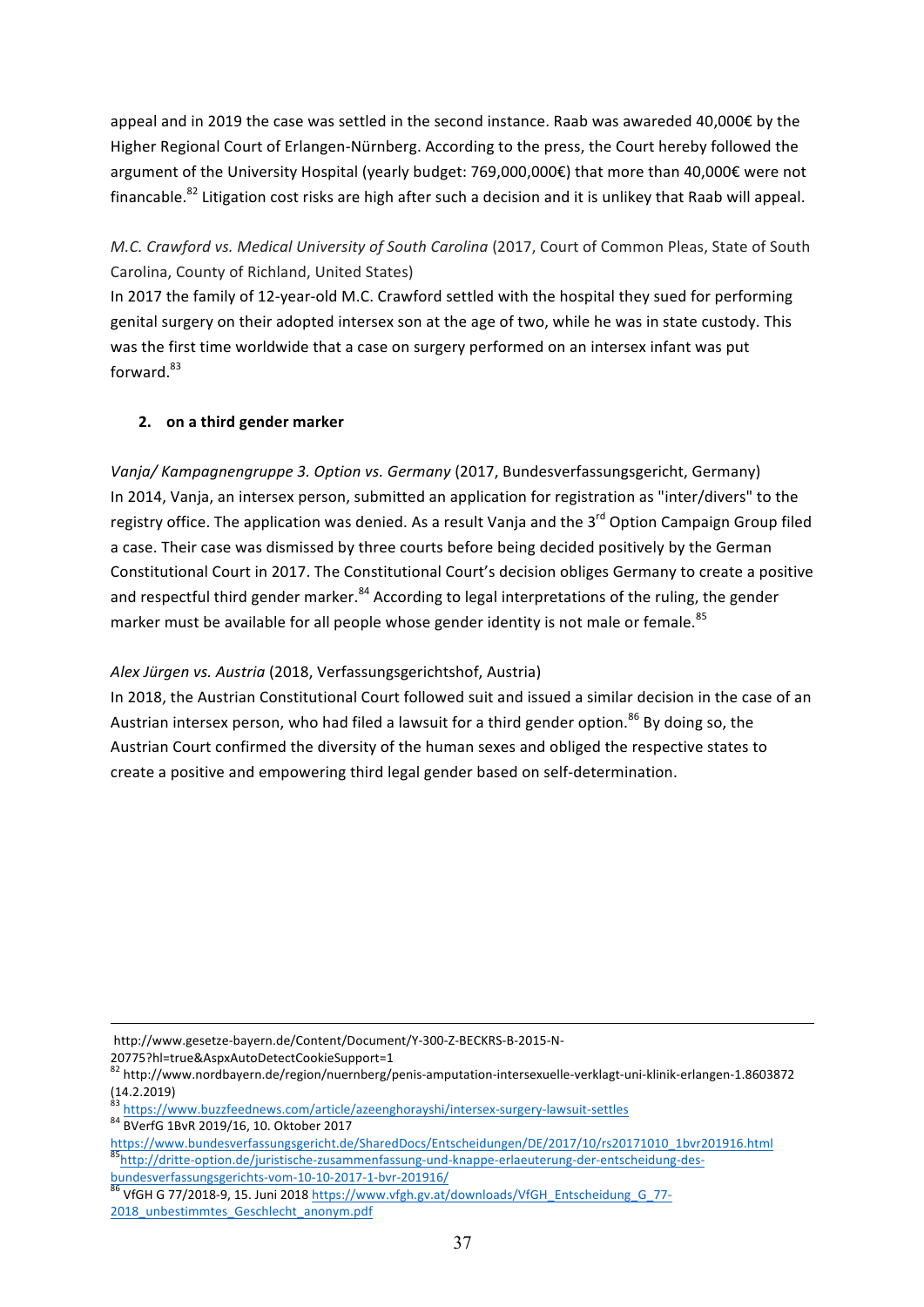appeal and in 2019 the case was settled in the second instance. Raab was awareded 40,000€ by the Higher Regional Court of Erlangen-Nürnberg. According to the press, the Court hereby followed the argument of the University Hospital (yearly budget: 769,000,000€) that more than 40,000€ were not financable.[82] Litigation cost risks are high after such a decision and it is unlikey that Raab will appeal.

*M.C. Crawford vs. Medical University of South Carolina* (2017, Court of Common Pleas, State of South Carolina, County of Richland, United States)
In 2017 the family of 12-year-old M.C. Crawford settled with the hospital they sued for performing genital surgery on their adopted intersex son at the age of two, while he was in state custody. This was the first time worldwide that a case on surgery performed on an intersex infant was put forward.[83]

**2. on a third gender marker**

*Vanja/ Kampagnengruppe 3. Option vs. Germany* (2017, Bundesverfassungsgericht, Germany)
In 2014, Vanja, an intersex person, submitted an application for registration as "inter/divers" to the registry office. The application was denied. As a result Vanja and the 3rd Option Campaign Group filed a case. Their case was dismissed by three courts before being decided positively by the German Constitutional Court in 2017. The Constitutional Court's decision obliges Germany to create a positive and respectful third gender marker.[84] According to legal interpretations of the ruling, the gender marker must be available for all people whose gender identity is not male or female.[85]

*Alex Jürgen vs. Austria* (2018, Verfassungsgerichtshof, Austria)
In 2018, the Austrian Constitutional Court followed suit and issued a similar decision in the case of an Austrian intersex person, who had filed a lawsuit for a third gender option.[86] By doing so, the Austrian Court confirmed the diversity of the human sexes and obliged the respective states to create a positive and empowering third legal gender based on self-determination.

---

http://www.gesetze-bayern.de/Content/Document/Y-300-Z-BECKRS-B-2015-N-20775?hl=true&AspxAutoDetectCookieSupport=1

[82] http://www.nordbayern.de/region/nuernberg/penis-amputation-intersexuelle-verklagt-uni-klinik-erlangen-1.8603872 (14.2.2019)

[83] https://www.buzzfeednews.com/article/azeenghorayshi/intersex-surgery-lawsuit-settles

[84] BVerfG 1BvR 2019/16, 10. Oktober 2017 https://www.bundesverfassungsgericht.de/SharedDocs/Entscheidungen/DE/2017/10/rs20171010_1bvr201916.html

[85] http://dritte-option.de/juristische-zusammenfassung-und-knappe-erlaeuterung-der-entscheidung-des-bundesverfassungsgerichts-vom-10-10-2017-1-bvr-201916/

[86] VfGH G 77/2018-9, 15. Juni 2018 https://www.vfgh.gv.at/downloads/VfGH_Entscheidung_G_77-2018_unbestimmtes_Geschlecht_anonym.pdf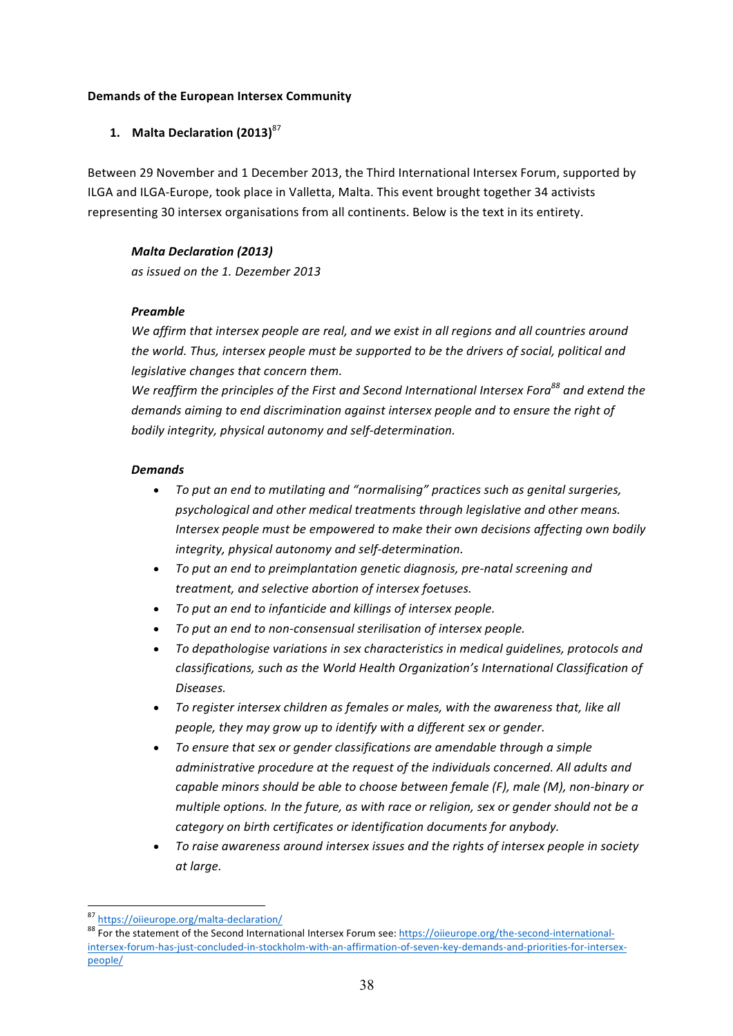**Demands of the European Intersex Community**

## 1. Malta Declaration (2013)[87]

Between 29 November and 1 December 2013, the Third International Intersex Forum, supported by ILGA and ILGA-Europe, took place in Valletta, Malta. This event brought together 34 activists representing 30 intersex organisations from all continents. Below is the text in its entirety.

> ***Malta Declaration (2013)***
> *as issued on the 1. Dezember 2013*
>
> ***Preamble***
> *We affirm that intersex people are real, and we exist in all regions and all countries around the world. Thus, intersex people must be supported to be the drivers of social, political and legislative changes that concern them.*
> *We reaffirm the principles of the First and Second International Intersex Fora[88] and extend the demands aiming to end discrimination against intersex people and to ensure the right of bodily integrity, physical autonomy and self-determination.*
>
> ***Demands***
>
> - *To put an end to mutilating and "normalising" practices such as genital surgeries, psychological and other medical treatments through legislative and other means. Intersex people must be empowered to make their own decisions affecting own bodily integrity, physical autonomy and self-determination.*
> - *To put an end to preimplantation genetic diagnosis, pre-natal screening and treatment, and selective abortion of intersex foetuses.*
> - *To put an end to infanticide and killings of intersex people.*
> - *To put an end to non-consensual sterilisation of intersex people.*
> - *To depathologise variations in sex characteristics in medical guidelines, protocols and classifications, such as the World Health Organization's International Classification of Diseases.*
> - *To register intersex children as females or males, with the awareness that, like all people, they may grow up to identify with a different sex or gender.*
> - *To ensure that sex or gender classifications are amendable through a simple administrative procedure at the request of the individuals concerned. All adults and capable minors should be able to choose between female (F), male (M), non-binary or multiple options. In the future, as with race or religion, sex or gender should not be a category on birth certificates or identification documents for anybody.*
> - *To raise awareness around intersex issues and the rights of intersex people in society at large.*

---

[87] https://oiieurope.org/malta-declaration/

[88] For the statement of the Second International Intersex Forum see: https://oiieurope.org/the-second-international-intersex-forum-has-just-concluded-in-stockholm-with-an-affirmation-of-seven-key-demands-and-priorities-for-intersex-people/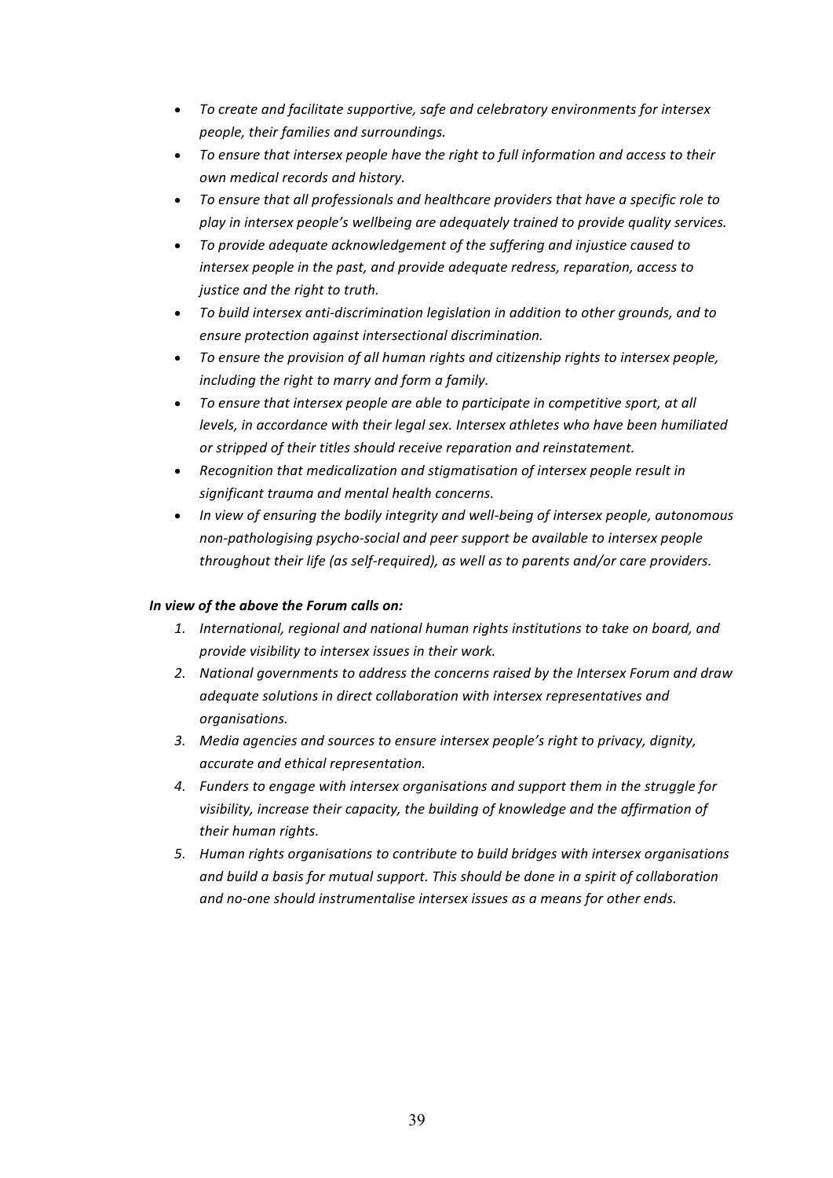- *To create and facilitate supportive, safe and celebratory environments for intersex people, their families and surroundings.*
- *To ensure that intersex people have the right to full information and access to their own medical records and history.*
- *To ensure that all professionals and healthcare providers that have a specific role to play in intersex people's wellbeing are adequately trained to provide quality services.*
- *To provide adequate acknowledgement of the suffering and injustice caused to intersex people in the past, and provide adequate redress, reparation, access to justice and the right to truth.*
- *To build intersex anti-discrimination legislation in addition to other grounds, and to ensure protection against intersectional discrimination.*
- *To ensure the provision of all human rights and citizenship rights to intersex people, including the right to marry and form a family.*
- *To ensure that intersex people are able to participate in competitive sport, at all levels, in accordance with their legal sex. Intersex athletes who have been humiliated or stripped of their titles should receive reparation and reinstatement.*
- *Recognition that medicalization and stigmatisation of intersex people result in significant trauma and mental health concerns.*
- *In view of ensuring the bodily integrity and well-being of intersex people, autonomous non-pathologising psycho-social and peer support be available to intersex people throughout their life (as self-required), as well as to parents and/or care providers.*

***In view of the above the Forum calls on:***

1. *International, regional and national human rights institutions to take on board, and provide visibility to intersex issues in their work.*
2. *National governments to address the concerns raised by the Intersex Forum and draw adequate solutions in direct collaboration with intersex representatives and organisations.*
3. *Media agencies and sources to ensure intersex people's right to privacy, dignity, accurate and ethical representation.*
4. *Funders to engage with intersex organisations and support them in the struggle for visibility, increase their capacity, the building of knowledge and the affirmation of their human rights.*
5. *Human rights organisations to contribute to build bridges with intersex organisations and build a basis for mutual support. This should be done in a spirit of collaboration and no-one should instrumentalise intersex issues as a means for other ends.*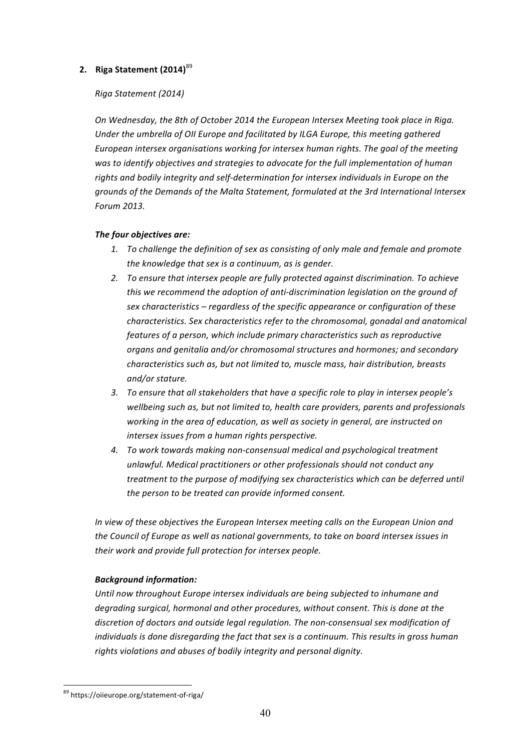## 2. Riga Statement (2014)[89]

*Riga Statement (2014)*

*On Wednesday, the 8th of October 2014 the European Intersex Meeting took place in Riga. Under the umbrella of OII Europe and facilitated by ILGA Europe, this meeting gathered European intersex organisations working for intersex human rights. The goal of the meeting was to identify objectives and strategies to advocate for the full implementation of human rights and bodily integrity and self-determination for intersex individuals in Europe on the grounds of the Demands of the Malta Statement, formulated at the 3rd International Intersex Forum 2013.*

***The four objectives are:***

1. *To challenge the definition of sex as consisting of only male and female and promote the knowledge that sex is a continuum, as is gender.*
2. *To ensure that intersex people are fully protected against discrimination. To achieve this we recommend the adoption of anti-discrimination legislation on the ground of sex characteristics – regardless of the specific appearance or configuration of these characteristics. Sex characteristics refer to the chromosomal, gonadal and anatomical features of a person, which include primary characteristics such as reproductive organs and genitalia and/or chromosomal structures and hormones; and secondary characteristics such as, but not limited to, muscle mass, hair distribution, breasts and/or stature.*
3. *To ensure that all stakeholders that have a specific role to play in intersex people's wellbeing such as, but not limited to, health care providers, parents and professionals working in the area of education, as well as society in general, are instructed on intersex issues from a human rights perspective.*
4. *To work towards making non-consensual medical and psychological treatment unlawful. Medical practitioners or other professionals should not conduct any treatment to the purpose of modifying sex characteristics which can be deferred until the person to be treated can provide informed consent.*

*In view of these objectives the European Intersex meeting calls on the European Union and the Council of Europe as well as national governments, to take on board intersex issues in their work and provide full protection for intersex people.*

***Background information:***

*Until now throughout Europe intersex individuals are being subjected to inhumane and degrading surgical, hormonal and other procedures, without consent. This is done at the discretion of doctors and outside legal regulation. The non-consensual sex modification of individuals is done disregarding the fact that sex is a continuum. This results in gross human rights violations and abuses of bodily integrity and personal dignity.*

[89] https://oiieurope.org/statement-of-riga/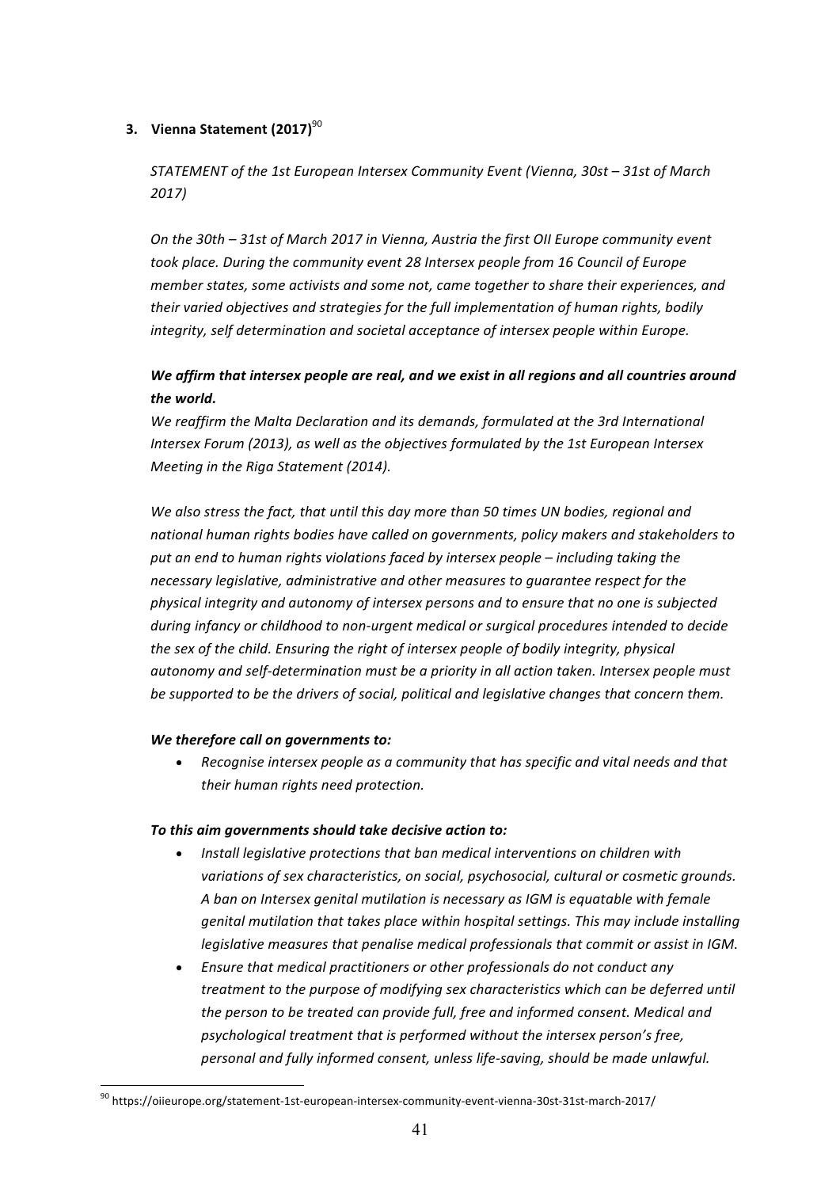### 3. Vienna Statement (2017)[90]

*STATEMENT of the 1st European Intersex Community Event (Vienna, 30st – 31st of March 2017)*

*On the 30th – 31st of March 2017 in Vienna, Austria the first OII Europe community event took place. During the community event 28 Intersex people from 16 Council of Europe member states, some activists and some not, came together to share their experiences, and their varied objectives and strategies for the full implementation of human rights, bodily integrity, self determination and societal acceptance of intersex people within Europe.*

***We affirm that intersex people are real, and we exist in all regions and all countries around the world.***
*We reaffirm the Malta Declaration and its demands, formulated at the 3rd International Intersex Forum (2013), as well as the objectives formulated by the 1st European Intersex Meeting in the Riga Statement (2014).*

*We also stress the fact, that until this day more than 50 times UN bodies, regional and national human rights bodies have called on governments, policy makers and stakeholders to put an end to human rights violations faced by intersex people – including taking the necessary legislative, administrative and other measures to guarantee respect for the physical integrity and autonomy of intersex persons and to ensure that no one is subjected during infancy or childhood to non-urgent medical or surgical procedures intended to decide the sex of the child. Ensuring the right of intersex people of bodily integrity, physical autonomy and self-determination must be a priority in all action taken. Intersex people must be supported to be the drivers of social, political and legislative changes that concern them.*

***We therefore call on governments to:***

- *Recognise intersex people as a community that has specific and vital needs and that their human rights need protection.*

***To this aim governments should take decisive action to:***

- *Install legislative protections that ban medical interventions on children with variations of sex characteristics, on social, psychosocial, cultural or cosmetic grounds. A ban on Intersex genital mutilation is necessary as IGM is equatable with female genital mutilation that takes place within hospital settings. This may include installing legislative measures that penalise medical professionals that commit or assist in IGM.*
- *Ensure that medical practitioners or other professionals do not conduct any treatment to the purpose of modifying sex characteristics which can be deferred until the person to be treated can provide full, free and informed consent. Medical and psychological treatment that is performed without the intersex person's free, personal and fully informed consent, unless life-saving, should be made unlawful.*

[90] https://oiieurope.org/statement-1st-european-intersex-community-event-vienna-30st-31st-march-2017/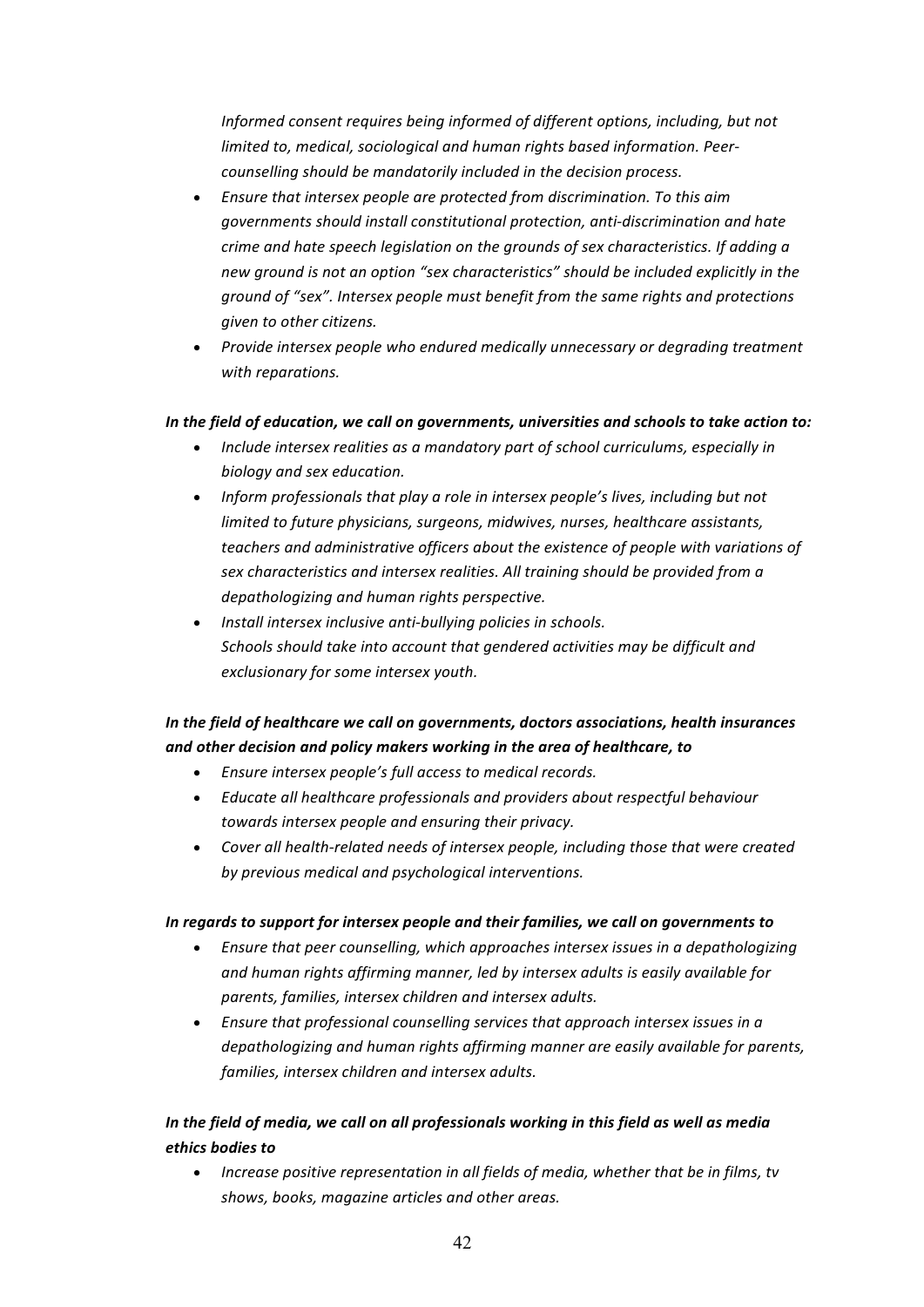*Informed consent requires being informed of different options, including, but not limited to, medical, sociological and human rights based information. Peer-counselling should be mandatorily included in the decision process.*

- *Ensure that intersex people are protected from discrimination. To this aim governments should install constitutional protection, anti-discrimination and hate crime and hate speech legislation on the grounds of sex characteristics. If adding a new ground is not an option "sex characteristics" should be included explicitly in the ground of "sex". Intersex people must benefit from the same rights and protections given to other citizens.*
- *Provide intersex people who endured medically unnecessary or degrading treatment with reparations.*

***In the field of education, we call on governments, universities and schools to take action to:***

- *Include intersex realities as a mandatory part of school curriculums, especially in biology and sex education.*
- *Inform professionals that play a role in intersex people's lives, including but not limited to future physicians, surgeons, midwives, nurses, healthcare assistants, teachers and administrative officers about the existence of people with variations of sex characteristics and intersex realities. All training should be provided from a depathologizing and human rights perspective.*
- *Install intersex inclusive anti-bullying policies in schools.*
  *Schools should take into account that gendered activities may be difficult and exclusionary for some intersex youth.*

***In the field of healthcare we call on governments, doctors associations, health insurances and other decision and policy makers working in the area of healthcare, to***

- *Ensure intersex people's full access to medical records.*
- *Educate all healthcare professionals and providers about respectful behaviour towards intersex people and ensuring their privacy.*
- *Cover all health-related needs of intersex people, including those that were created by previous medical and psychological interventions.*

***In regards to support for intersex people and their families, we call on governments to***

- *Ensure that peer counselling, which approaches intersex issues in a depathologizing and human rights affirming manner, led by intersex adults is easily available for parents, families, intersex children and intersex adults.*
- *Ensure that professional counselling services that approach intersex issues in a depathologizing and human rights affirming manner are easily available for parents, families, intersex children and intersex adults.*

***In the field of media, we call on all professionals working in this field as well as media ethics bodies to***

- *Increase positive representation in all fields of media, whether that be in films, tv shows, books, magazine articles and other areas.*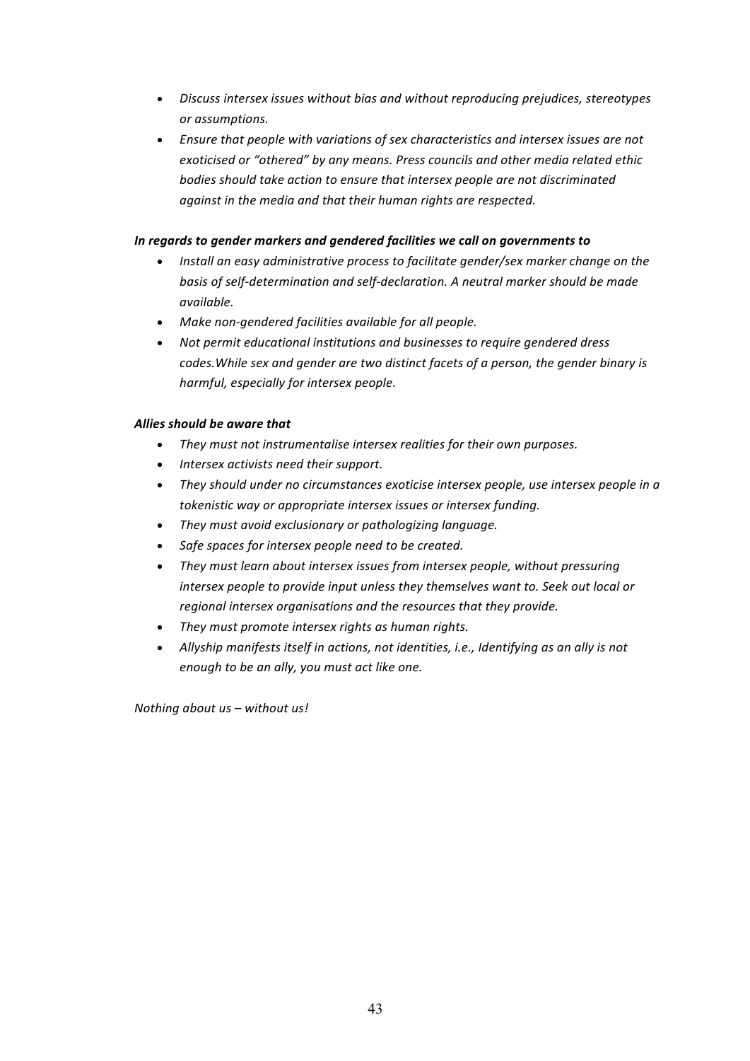- *Discuss intersex issues without bias and without reproducing prejudices, stereotypes or assumptions.*
- *Ensure that people with variations of sex characteristics and intersex issues are not exoticised or "othered" by any means. Press councils and other media related ethic bodies should take action to ensure that intersex people are not discriminated against in the media and that their human rights are respected.*

***In regards to gender markers and gendered facilities we call on governments to***

- *Install an easy administrative process to facilitate gender/sex marker change on the basis of self-determination and self-declaration. A neutral marker should be made available.*
- *Make non-gendered facilities available for all people.*
- *Not permit educational institutions and businesses to require gendered dress codes.While sex and gender are two distinct facets of a person, the gender binary is harmful, especially for intersex people.*

***Allies should be aware that***

- *They must not instrumentalise intersex realities for their own purposes.*
- *Intersex activists need their support.*
- *They should under no circumstances exoticise intersex people, use intersex people in a tokenistic way or appropriate intersex issues or intersex funding.*
- *They must avoid exclusionary or pathologizing language.*
- *Safe spaces for intersex people need to be created.*
- *They must learn about intersex issues from intersex people, without pressuring intersex people to provide input unless they themselves want to. Seek out local or regional intersex organisations and the resources that they provide.*
- *They must promote intersex rights as human rights.*
- *Allyship manifests itself in actions, not identities, i.e., Identifying as an ally is not enough to be an ally, you must act like one.*

*Nothing about us – without us!*